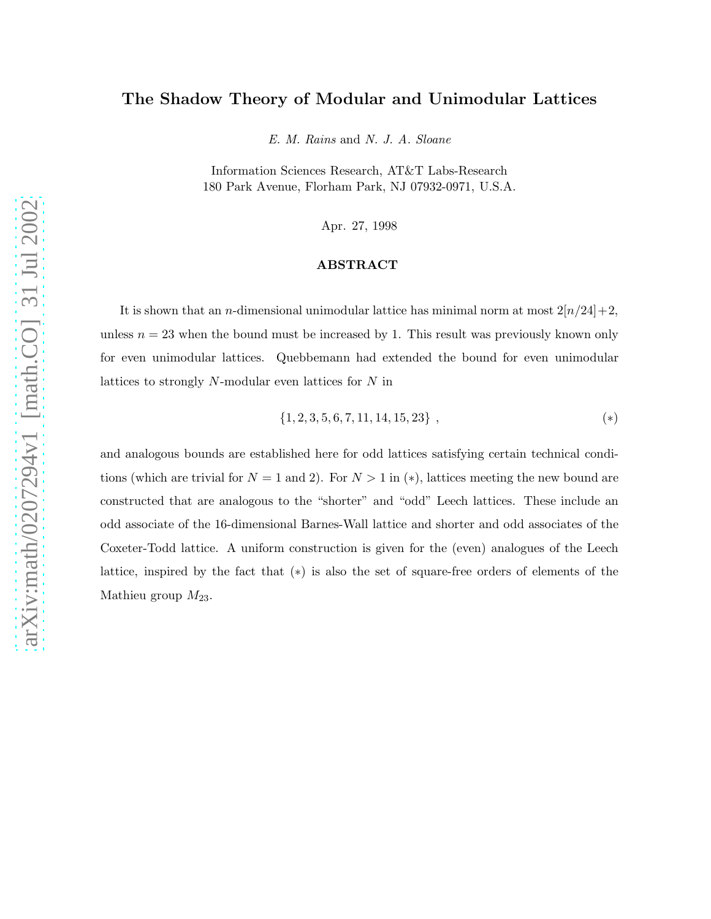# The Shadow Theory of Modular and Unimodular Lattices

*E. M. Rains* and *N. J. A. Sloane*

Information Sciences Research, AT&T Labs-Research
180 Park Avenue, Florham Park, NJ 07932-0971, U.S.A.

Apr. 27, 1998

## ABSTRACT

It is shown that an $n$-dimensional unimodular lattice has minimal norm at most $2[n/24]+2$, unless $n = 23$ when the bound must be increased by 1. This result was previously known only for even unimodular lattices. Quebbemann had extended the bound for even unimodular lattices to strongly $N$-modular even lattices for $N$ in

$$\{1, 2, 3, 5, 6, 7, 11, 14, 15, 23\} \ , \qquad (*)$$

and analogous bounds are established here for odd lattices satisfying certain technical conditions (which are trivial for $N = 1$ and 2). For $N > 1$ in $(*)$, lattices meeting the new bound are constructed that are analogous to the "shorter" and "odd" Leech lattices. These include an odd associate of the 16-dimensional Barnes-Wall lattice and shorter and odd associates of the Coxeter-Todd lattice. A uniform construction is given for the (even) analogues of the Leech lattice, inspired by the fact that $(*)$ is also the set of square-free orders of elements of the Mathieu group $M_{23}$.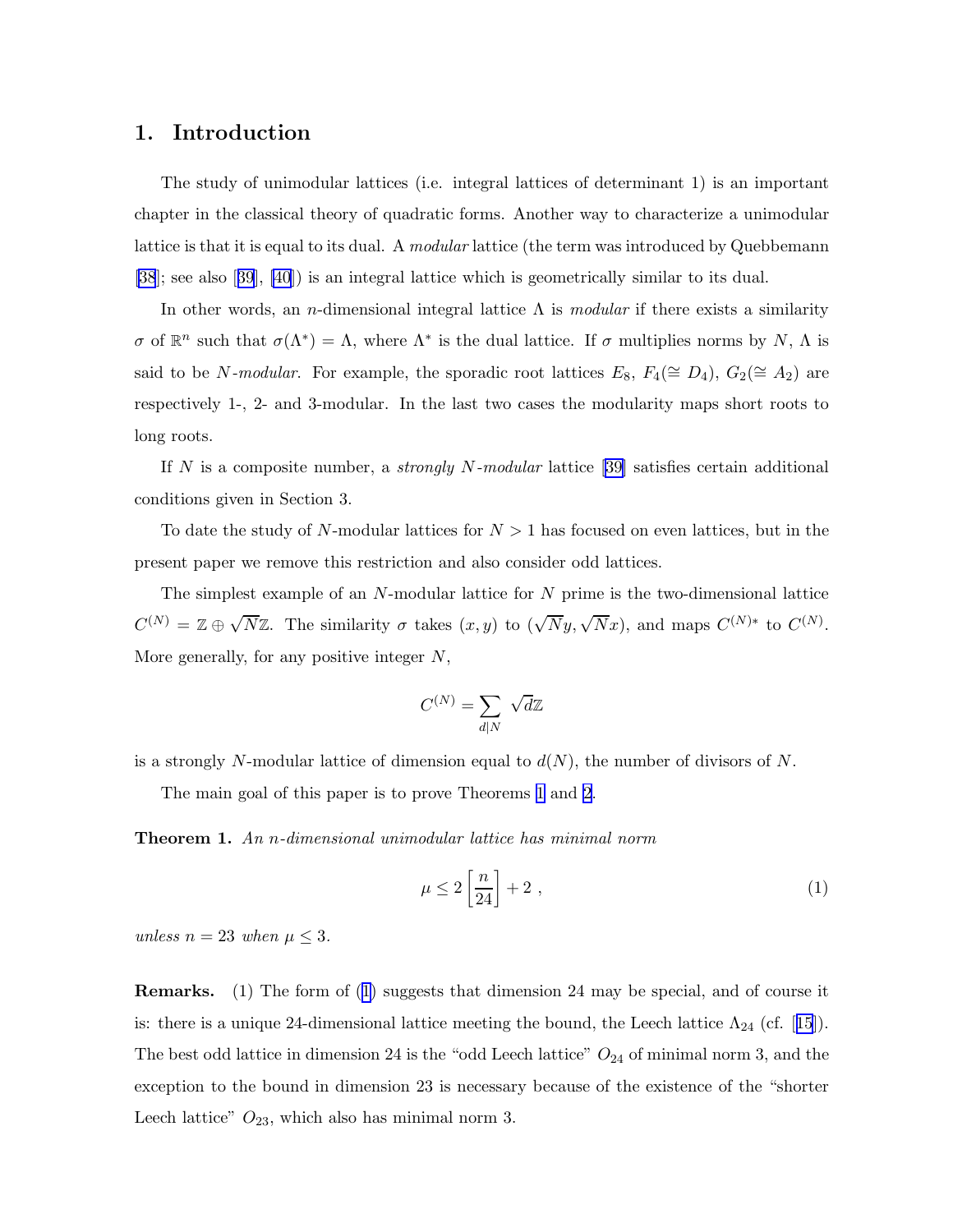## 1. Introduction

The study of unimodular lattices (i.e. integral lattices of determinant 1) is an important chapter in the classical theory of quadratic forms. Another way to characterize a unimodular lattice is that it is equal to its dual. A *modular* lattice (the term was introduced by Quebbemann [38]; see also [39], [40]) is an integral lattice which is geometrically similar to its dual.

In other words, an $n$-dimensional integral lattice $\Lambda$ is *modular* if there exists a similarity $\sigma$ of $\mathbb{R}^n$ such that $\sigma(\Lambda^*) = \Lambda$, where $\Lambda^*$ is the dual lattice. If $\sigma$ multiplies norms by $N$, $\Lambda$ is said to be *$N$-modular*. For example, the sporadic root lattices $E_8$, $F_4 (\cong D_4)$, $G_2 (\cong A_2)$ are respectively 1-, 2- and 3-modular. In the last two cases the modularity maps short roots to long roots.

If $N$ is a composite number, a *strongly $N$-modular* lattice [39] satisfies certain additional conditions given in Section 3.

To date the study of $N$-modular lattices for $N > 1$ has focused on even lattices, but in the present paper we remove this restriction and also consider odd lattices.

The simplest example of an $N$-modular lattice for $N$ prime is the two-dimensional lattice $C^{(N)} = \mathbb{Z} \oplus \sqrt{N}\mathbb{Z}$. The similarity $\sigma$ takes $(x, y)$ to $(\sqrt{N}y, \sqrt{N}x)$, and maps $C^{(N)*}$ to $C^{(N)}$. More generally, for any positive integer $N$,

$$C^{(N)} = \sum_{d|N} \sqrt{d}\mathbb{Z}$$

is a strongly $N$-modular lattice of dimension equal to $d(N)$, the number of divisors of $N$.

The main goal of this paper is to prove Theorems 1 and 2.

**Theorem 1.** *An $n$-dimensional unimodular lattice has minimal norm*

$$\mu \le 2 \left[ \frac{n}{24} \right] + 2 \ , \tag{1}$$

*unless $n = 23$ when $\mu \le 3$.*

**Remarks.** (1) The form of (1) suggests that dimension 24 may be special, and of course it is: there is a unique 24-dimensional lattice meeting the bound, the Leech lattice $\Lambda_{24}$ (cf. [15]). The best odd lattice in dimension 24 is the "odd Leech lattice" $O_{24}$ of minimal norm 3, and the exception to the bound in dimension 23 is necessary because of the existence of the "shorter Leech lattice" $O_{23}$, which also has minimal norm 3.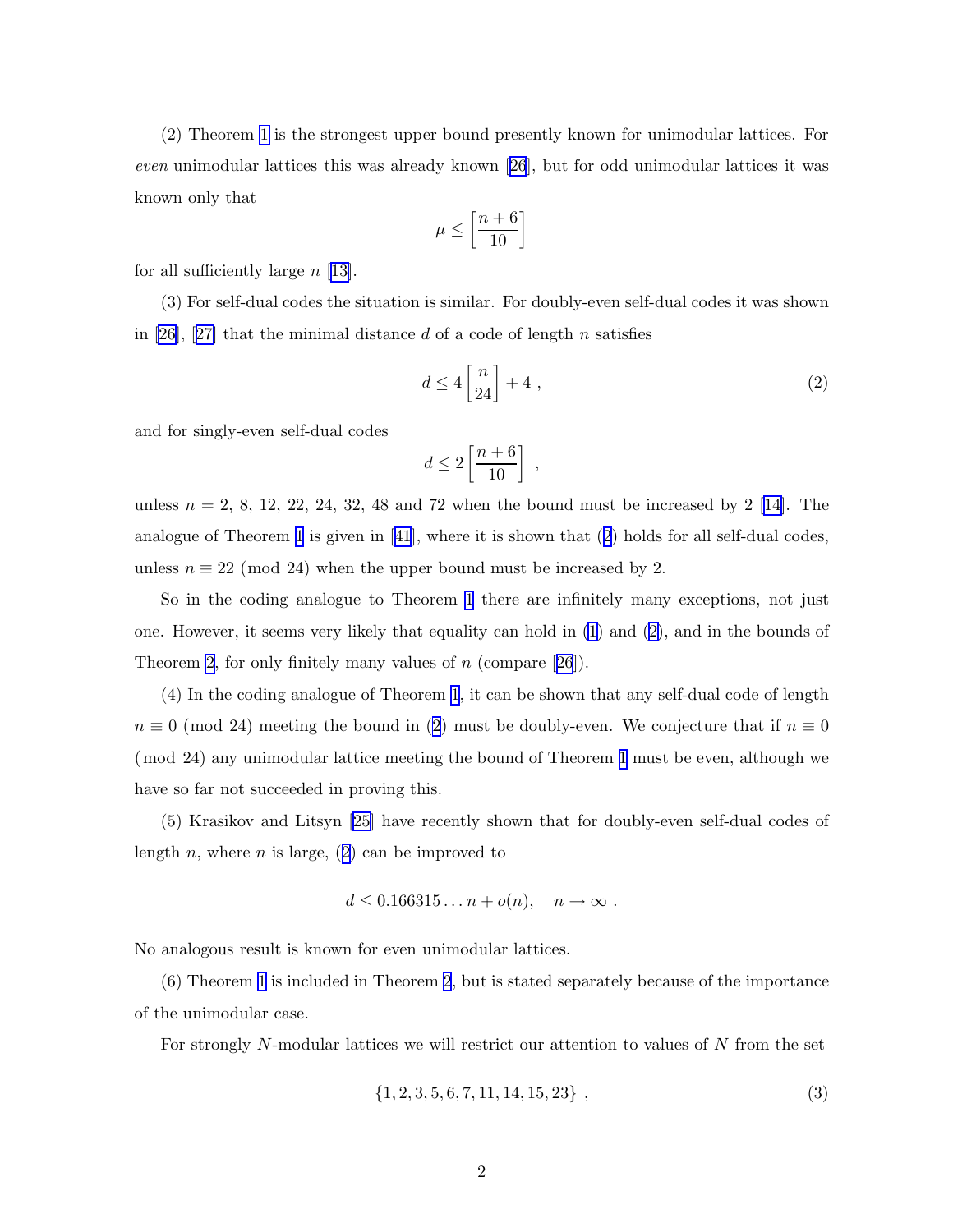(2) Theorem 1 is the strongest upper bound presently known for unimodular lattices. For *even* unimodular lattices this was already known [26], but for odd unimodular lattices it was known only that

$$\mu \leq \left[\frac{n+6}{10}\right]$$

for all sufficiently large $n$ [13].

(3) For self-dual codes the situation is similar. For doubly-even self-dual codes it was shown in [26], [27] that the minimal distance $d$ of a code of length $n$ satisfies

$$d \leq 4\left[\frac{n}{24}\right] + 4 , \tag{2}$$

and for singly-even self-dual codes

$$d \leq 2\left[\frac{n+6}{10}\right] ,$$

unless $n = 2$, 8, 12, 22, 24, 32, 48 and 72 when the bound must be increased by 2 [14]. The analogue of Theorem 1 is given in [41], where it is shown that (2) holds for all self-dual codes, unless $n \equiv 22 \pmod{24}$ when the upper bound must be increased by 2.

So in the coding analogue to Theorem 1 there are infinitely many exceptions, not just one. However, it seems very likely that equality can hold in (1) and (2), and in the bounds of Theorem 2, for only finitely many values of $n$ (compare [26]).

(4) In the coding analogue of Theorem 1, it can be shown that any self-dual code of length $n \equiv 0 \pmod{24}$ meeting the bound in (2) must be doubly-even. We conjecture that if $n \equiv 0 \pmod{24}$ any unimodular lattice meeting the bound of Theorem 1 must be even, although we have so far not succeeded in proving this.

(5) Krasikov and Litsyn [25] have recently shown that for doubly-even self-dual codes of length $n$, where $n$ is large, (2) can be improved to

$$d \leq 0.166315\ldots n + o(n), \quad n \to \infty .$$

No analogous result is known for even unimodular lattices.

(6) Theorem 1 is included in Theorem 2, but is stated separately because of the importance of the unimodular case.

For strongly $N$-modular lattices we will restrict our attention to values of $N$ from the set

$$\{1, 2, 3, 5, 6, 7, 11, 14, 15, 23\} , \tag{3}$$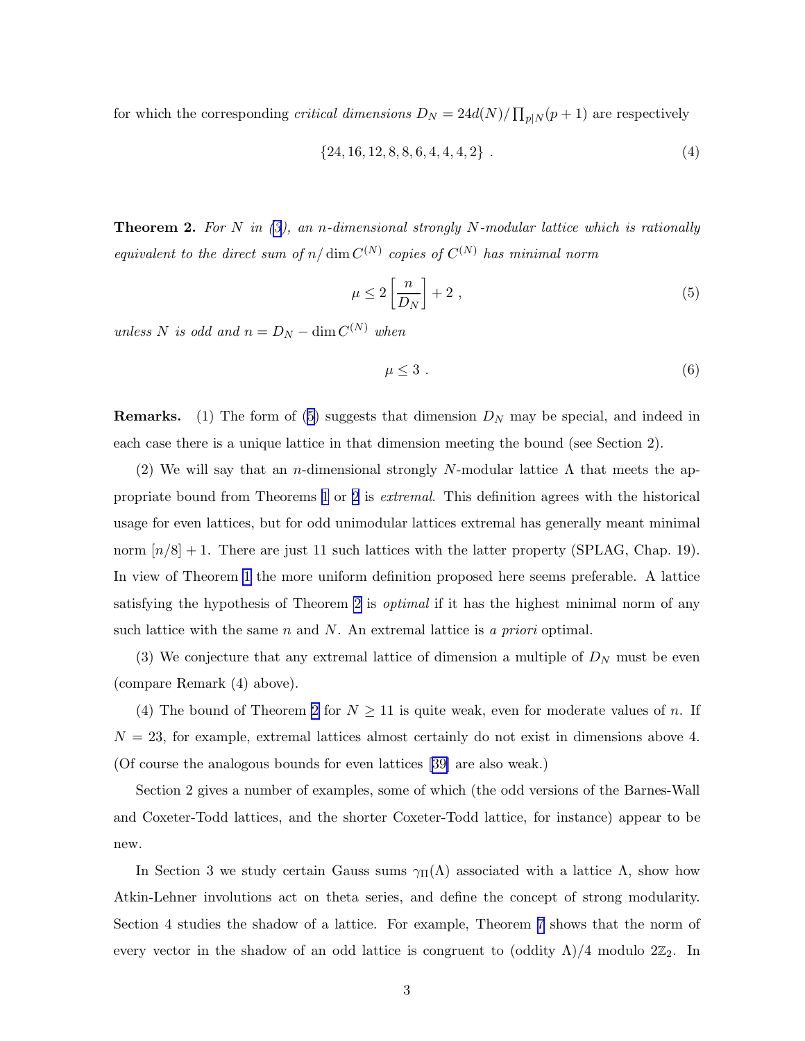for which the corresponding *critical dimensions* $D_N = 24d(N)/\prod_{p|N}(p+1)$ are respectively

$$\{24, 16, 12, 8, 8, 6, 4, 4, 4, 2\} \ . \tag{4}$$

**Theorem 2.** *For $N$ in (3), an $n$-dimensional strongly $N$-modular lattice which is rationally equivalent to the direct sum of $n/\dim C^{(N)}$ copies of $C^{(N)}$ has minimal norm*

$$\mu \leq 2\left[\frac{n}{D_N}\right] + 2 \ , \tag{5}$$

*unless $N$ is odd and $n = D_N - \dim C^{(N)}$ when*

$$\mu \leq 3 \ . \tag{6}$$

**Remarks.** (1) The form of (5) suggests that dimension $D_N$ may be special, and indeed in each case there is a unique lattice in that dimension meeting the bound (see Section 2).

(2) We will say that an $n$-dimensional strongly $N$-modular lattice $\Lambda$ that meets the appropriate bound from Theorems 1 or 2 is *extremal*. This definition agrees with the historical usage for even lattices, but for odd unimodular lattices extremal has generally meant minimal norm $[n/8] + 1$. There are just 11 such lattices with the latter property (SPLAG, Chap. 19). In view of Theorem 1 the more uniform definition proposed here seems preferable. A lattice satisfying the hypothesis of Theorem 2 is *optimal* if it has the highest minimal norm of any such lattice with the same $n$ and $N$. An extremal lattice is *a priori* optimal.

(3) We conjecture that any extremal lattice of dimension a multiple of $D_N$ must be even (compare Remark (4) above).

(4) The bound of Theorem 2 for $N \geq 11$ is quite weak, even for moderate values of $n$. If $N = 23$, for example, extremal lattices almost certainly do not exist in dimensions above 4. (Of course the analogous bounds for even lattices [39] are also weak.)

Section 2 gives a number of examples, some of which (the odd versions of the Barnes-Wall and Coxeter-Todd lattices, and the shorter Coxeter-Todd lattice, for instance) appear to be new.

In Section 3 we study certain Gauss sums $\gamma_\Pi(\Lambda)$ associated with a lattice $\Lambda$, show how Atkin-Lehner involutions act on theta series, and define the concept of strong modularity. Section 4 studies the shadow of a lattice. For example, Theorem 7 shows that the norm of every vector in the shadow of an odd lattice is congruent to (oddity $\Lambda$)/4 modulo $2\mathbb{Z}_2$. In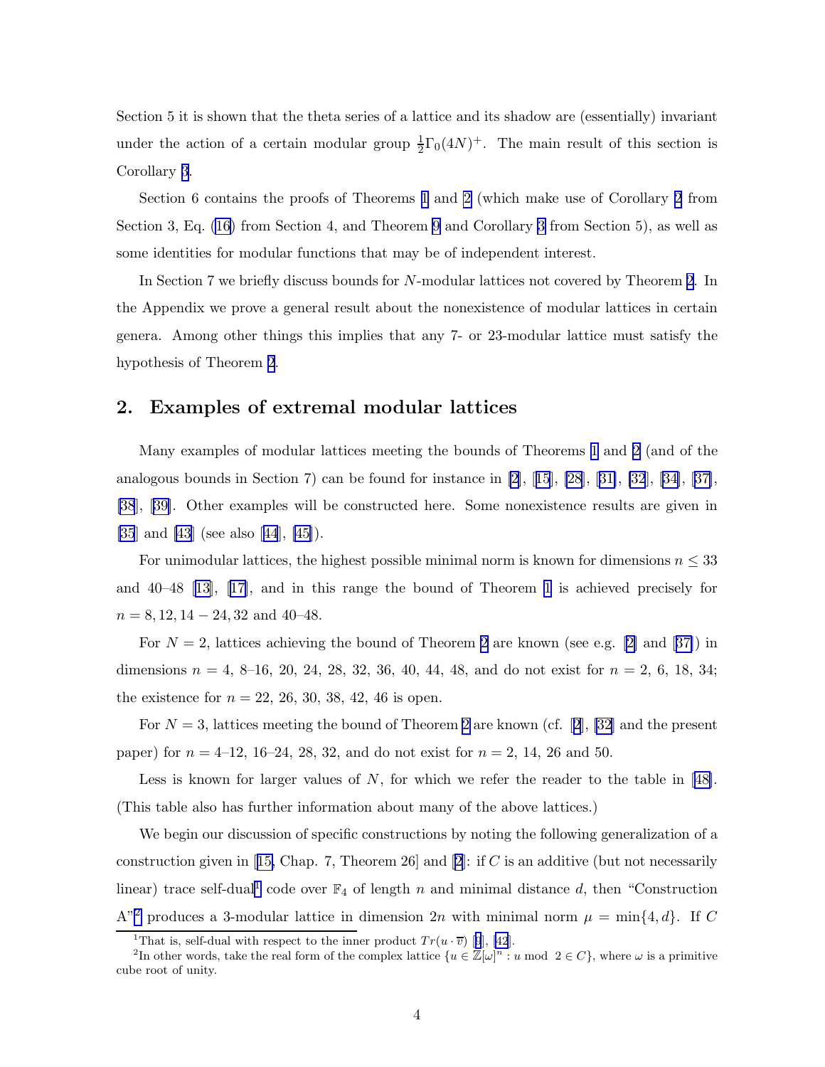Section 5 it is shown that the theta series of a lattice and its shadow are (essentially) invariant under the action of a certain modular group $\frac{1}{2}\Gamma_0(4N)^+$. The main result of this section is Corollary 3.

Section 6 contains the proofs of Theorems 1 and 2 (which make use of Corollary 2 from Section 3, Eq. (16) from Section 4, and Theorem 9 and Corollary 3 from Section 5), as well as some identities for modular functions that may be of independent interest.

In Section 7 we briefly discuss bounds for $N$-modular lattices not covered by Theorem 2. In the Appendix we prove a general result about the nonexistence of modular lattices in certain genera. Among other things this implies that any 7- or 23-modular lattice must satisfy the hypothesis of Theorem 2.

## 2. Examples of extremal modular lattices

Many examples of modular lattices meeting the bounds of Theorems 1 and 2 (and of the analogous bounds in Section 7) can be found for instance in [2], [15], [28], [31], [32], [34], [37], [38], [39]. Other examples will be constructed here. Some nonexistence results are given in [35] and [43] (see also [44], [45]).

For unimodular lattices, the highest possible minimal norm is known for dimensions $n \leq 33$ and 40–48 [13], [17], and in this range the bound of Theorem 1 is achieved precisely for $n = 8, 12, 14-24, 32$ and 40–48.

For $N = 2$, lattices achieving the bound of Theorem 2 are known (see e.g. [2] and [37]) in dimensions $n$ = 4, 8–16, 20, 24, 28, 32, 36, 40, 44, 48, and do not exist for $n$ = 2, 6, 18, 34; the existence for $n$ = 22, 26, 30, 38, 42, 46 is open.

For $N = 3$, lattices meeting the bound of Theorem 2 are known (cf. [2], [32] and the present paper) for $n$ = 4–12, 16–24, 28, 32, and do not exist for $n$ = 2, 14, 26 and 50.

Less is known for larger values of $N$, for which we refer the reader to the table in [48]. (This table also has further information about many of the above lattices.)

We begin our discussion of specific constructions by noting the following generalization of a construction given in [15, Chap. 7, Theorem 26] and [2]: if $C$ is an additive (but not necessarily linear) trace self-dual[1] code over $\mathbb{F}_4$ of length $n$ and minimal distance $d$, then "Construction A"[2] produces a 3-modular lattice in dimension $2n$ with minimal norm $\mu = \min\{4, d\}$. If $C$

[1] That is, self-dual with respect to the inner product $Tr(u \cdot \overline{v})$ [9], [42].

[2] In other words, take the real form of the complex lattice $\{u \in \mathbb{Z}[\omega]^n : u \bmod 2 \in C\}$, where $\omega$ is a primitive cube root of unity.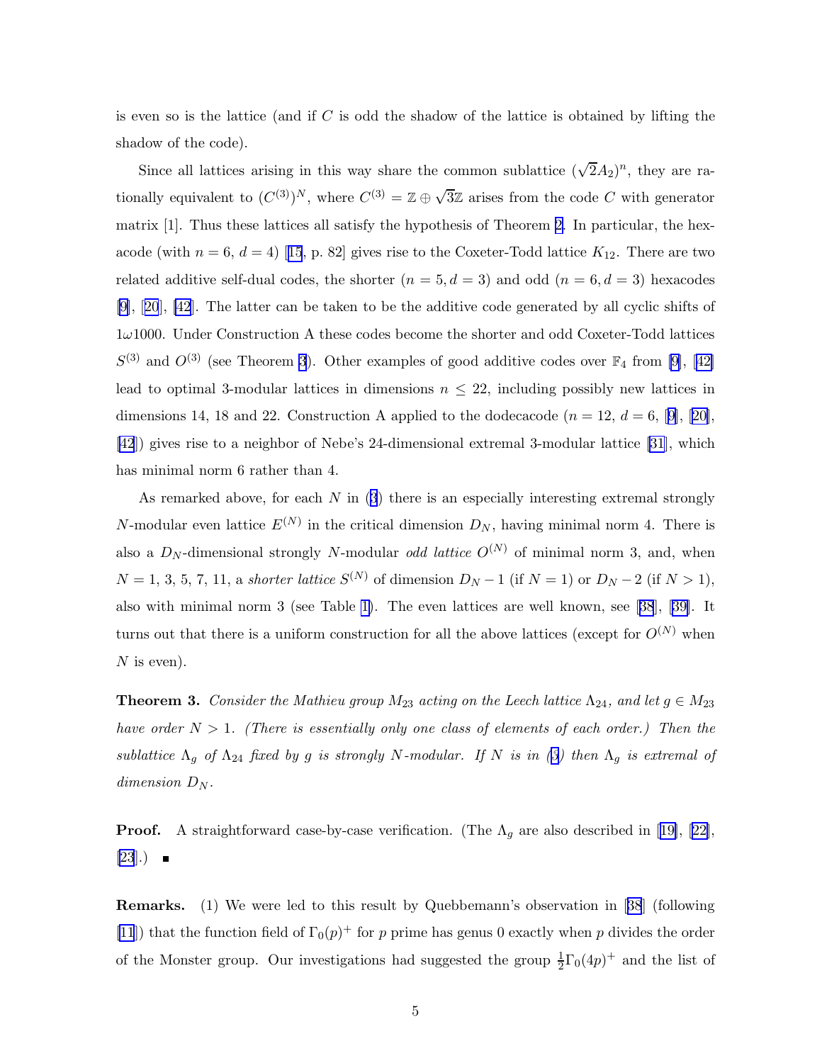is even so is the lattice (and if $C$ is odd the shadow of the lattice is obtained by lifting the shadow of the code).

Since all lattices arising in this way share the common sublattice $(\sqrt{2}A_2)^n$, they are rationally equivalent to $(C^{(3)})^N$, where $C^{(3)} = \mathbb{Z} \oplus \sqrt{3}\mathbb{Z}$ arises from the code $C$ with generator matrix [1]. Thus these lattices all satisfy the hypothesis of Theorem 2. In particular, the hexacode (with $n = 6$, $d = 4$) [15, p. 82] gives rise to the Coxeter-Todd lattice $K_{12}$. There are two related additive self-dual codes, the shorter ($n = 5, d = 3$) and odd ($n = 6, d = 3$) hexacodes [9], [20], [42]. The latter can be taken to be the additive code generated by all cyclic shifts of $1\omega1000$. Under Construction A these codes become the shorter and odd Coxeter-Todd lattices $S^{(3)}$ and $O^{(3)}$ (see Theorem 3). Other examples of good additive codes over $\mathbb{F}_4$ from [9], [42] lead to optimal 3-modular lattices in dimensions $n \leq 22$, including possibly new lattices in dimensions 14, 18 and 22. Construction A applied to the dodecacode ($n = 12$, $d = 6$, [9], [20], [42]) gives rise to a neighbor of Nebe's 24-dimensional extremal 3-modular lattice [31], which has minimal norm 6 rather than 4.

As remarked above, for each $N$ in (3) there is an especially interesting extremal strongly $N$-modular even lattice $E^{(N)}$ in the critical dimension $D_N$, having minimal norm 4. There is also a $D_N$-dimensional strongly $N$-modular *odd lattice* $O^{(N)}$ of minimal norm 3, and, when $N = 1$, 3, 5, 7, 11, a *shorter lattice* $S^{(N)}$ of dimension $D_N - 1$ (if $N = 1$) or $D_N - 2$ (if $N > 1$), also with minimal norm 3 (see Table 1). The even lattices are well known, see [38], [39]. It turns out that there is a uniform construction for all the above lattices (except for $O^{(N)}$ when $N$ is even).

**Theorem 3.** *Consider the Mathieu group $M_{23}$ acting on the Leech lattice $\Lambda_{24}$, and let $g \in M_{23}$ have order $N > 1$. (There is essentially only one class of elements of each order.) Then the sublattice $\Lambda_g$ of $\Lambda_{24}$ fixed by $g$ is strongly $N$-modular. If $N$ is in (3) then $\Lambda_g$ is extremal of dimension $D_N$.*

**Proof.** A straightforward case-by-case verification. (The $\Lambda_g$ are also described in [19], [22], [23].) ■

**Remarks.** (1) We were led to this result by Quebbemann's observation in [38] (following [11]) that the function field of $\Gamma_0(p)^+$ for $p$ prime has genus 0 exactly when $p$ divides the order of the Monster group. Our investigations had suggested the group $\frac{1}{2}\Gamma_0(4p)^+$ and the list of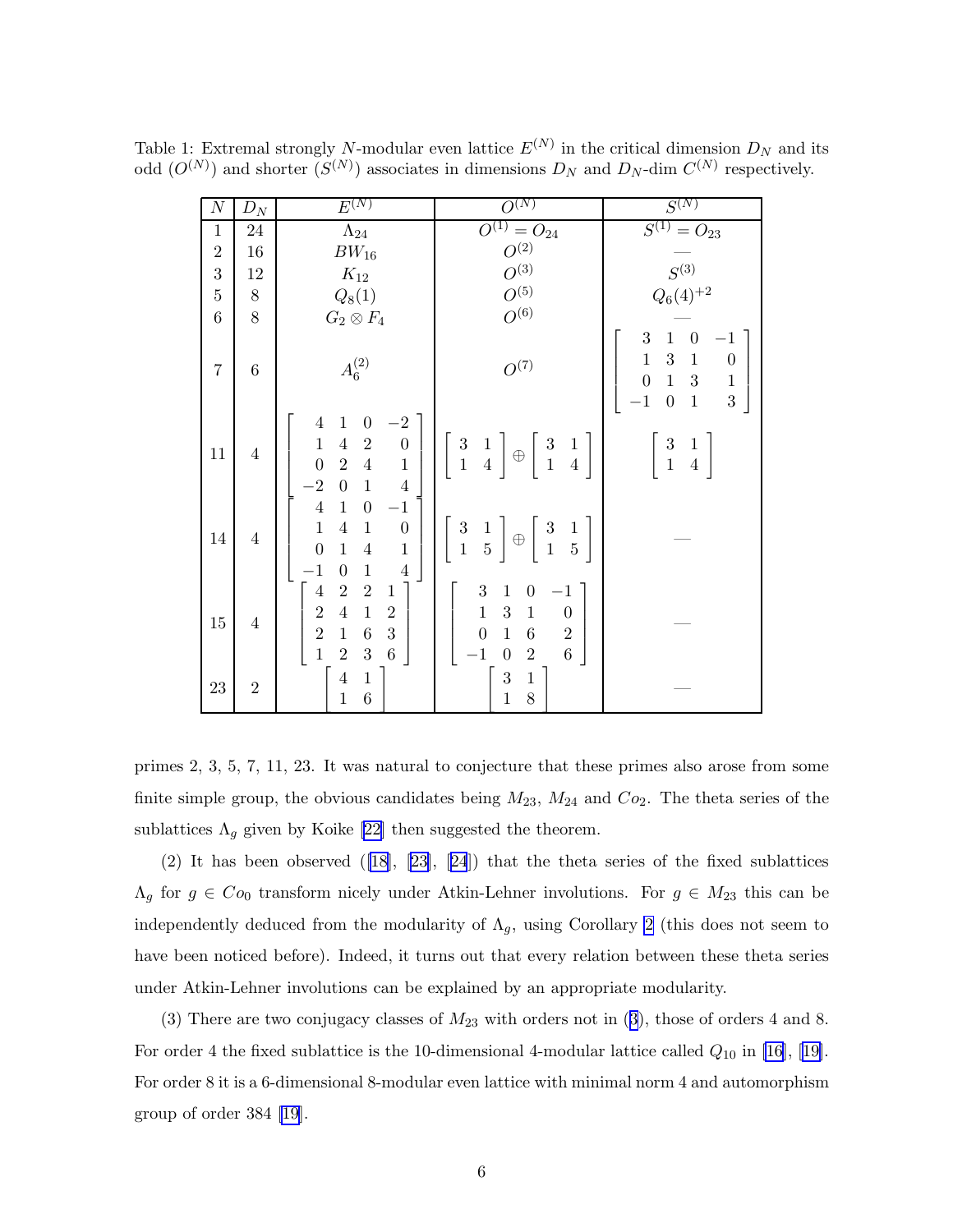Table 1: Extremal strongly $N$-modular even lattice $E^{(N)}$ in the critical dimension $D_N$ and its odd ($O^{(N)}$) and shorter ($S^{(N)}$) associates in dimensions $D_N$ and $D_N$-dim $C^{(N)}$ respectively.

| $N$ | $D_N$ | $E^{(N)}$ | $O^{(N)}$ | $S^{(N)}$ |
|---|---|---|---|---|
| 1 | 24 | $\Lambda_{24}$ | $O^{(1)} = O_{24}$ | $S^{(1)} = O_{23}$ |
| 2 | 16 | $BW_{16}$ | $O^{(2)}$ | — |
| 3 | 12 | $K_{12}$ | $O^{(3)}$ | $S^{(3)}$ |
| 5 | 8 | $Q_8(1)$ | $O^{(5)}$ | $Q_6(4)^{+2}$ |
| 6 | 8 | $G_2 \otimes F_4$ | $O^{(6)}$ | — |
| 7 | 6 | $A_6^{(2)}$ | $O^{(7)}$ | $\begin{bmatrix} 3 & 1 & 0 & -1 \\ 1 & 3 & 1 & 0 \\ 0 & 1 & 3 & 1 \\ -1 & 0 & 1 & 3 \end{bmatrix}$ |
| 11 | 4 | $\begin{bmatrix} 4 & 1 & 0 & -2 \\ 1 & 4 & 2 & 0 \\ 0 & 2 & 4 & 1 \\ -2 & 0 & 1 & 4 \end{bmatrix}$ | $\begin{bmatrix} 3 & 1 \\ 1 & 4 \end{bmatrix} \oplus \begin{bmatrix} 3 & 1 \\ 1 & 4 \end{bmatrix}$ | $\begin{bmatrix} 3 & 1 \\ 1 & 4 \end{bmatrix}$ |
| 14 | 4 | $\begin{bmatrix} 4 & 1 & 0 & -1 \\ 1 & 4 & 1 & 0 \\ 0 & 1 & 4 & 1 \\ -1 & 0 & 1 & 4 \end{bmatrix}$ | $\begin{bmatrix} 3 & 1 \\ 1 & 5 \end{bmatrix} \oplus \begin{bmatrix} 3 & 1 \\ 1 & 5 \end{bmatrix}$ | — |
| 15 | 4 | $\begin{bmatrix} 4 & 2 & 2 & 1 \\ 2 & 4 & 1 & 2 \\ 2 & 1 & 6 & 3 \\ 1 & 2 & 3 & 6 \end{bmatrix}$ | $\begin{bmatrix} 3 & 1 & 0 & -1 \\ 1 & 3 & 1 & 0 \\ 0 & 1 & 6 & 2 \\ -1 & 0 & 2 & 6 \end{bmatrix}$ | — |
| 23 | 2 | $\begin{bmatrix} 4 & 1 \\ 1 & 6 \end{bmatrix}$ | $\begin{bmatrix} 3 & 1 \\ 1 & 8 \end{bmatrix}$ | — |

primes 2, 3, 5, 7, 11, 23. It was natural to conjecture that these primes also arose from some finite simple group, the obvious candidates being $M_{23}$, $M_{24}$ and $Co_2$. The theta series of the sublattices $\Lambda_g$ given by Koike [22] then suggested the theorem.

(2) It has been observed ([18], [23], [24]) that the theta series of the fixed sublattices $\Lambda_g$ for $g \in Co_0$ transform nicely under Atkin-Lehner involutions. For $g \in M_{23}$ this can be independently deduced from the modularity of $\Lambda_g$, using Corollary 2 (this does not seem to have been noticed before). Indeed, it turns out that every relation between these theta series under Atkin-Lehner involutions can be explained by an appropriate modularity.

(3) There are two conjugacy classes of $M_{23}$ with orders not in (3), those of orders 4 and 8. For order 4 the fixed sublattice is the 10-dimensional 4-modular lattice called $Q_{10}$ in [16], [19]. For order 8 it is a 6-dimensional 8-modular even lattice with minimal norm 4 and automorphism group of order 384 [19].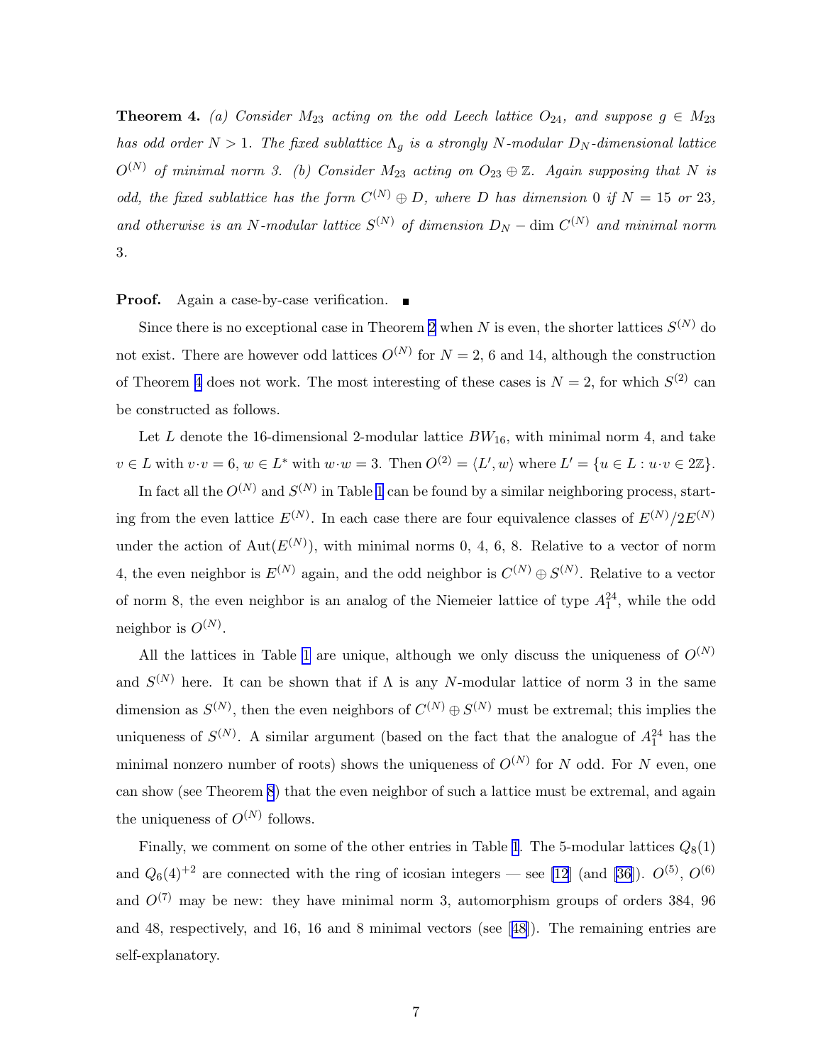**Theorem 4.** *(a) Consider $M_{23}$ acting on the odd Leech lattice $O_{24}$, and suppose $g \in M_{23}$ has odd order $N > 1$. The fixed sublattice $\Lambda_g$ is a strongly $N$-modular $D_N$-dimensional lattice $O^{(N)}$ of minimal norm 3. (b) Consider $M_{23}$ acting on $O_{23} \oplus \mathbb{Z}$. Again supposing that $N$ is odd, the fixed sublattice has the form $C^{(N)} \oplus D$, where $D$ has dimension 0 if $N = 15$ or 23, and otherwise is an $N$-modular lattice $S^{(N)}$ of dimension $D_N - \dim C^{(N)}$ and minimal norm 3.*

**Proof.** Again a case-by-case verification. ∎

Since there is no exceptional case in Theorem 2 when $N$ is even, the shorter lattices $S^{(N)}$ do not exist. There are however odd lattices $O^{(N)}$ for $N = 2$, 6 and 14, although the construction of Theorem 4 does not work. The most interesting of these cases is $N = 2$, for which $S^{(2)}$ can be constructed as follows.

Let $L$ denote the 16-dimensional 2-modular lattice $BW_{16}$, with minimal norm 4, and take $v \in L$ with $v \cdot v = 6$, $w \in L^*$ with $w \cdot w = 3$. Then $O^{(2)} = \langle L', w \rangle$ where $L' = \{u \in L : u \cdot v \in 2\mathbb{Z}\}$.

In fact all the $O^{(N)}$ and $S^{(N)}$ in Table 1 can be found by a similar neighboring process, starting from the even lattice $E^{(N)}$. In each case there are four equivalence classes of $E^{(N)}/2E^{(N)}$ under the action of $\mathrm{Aut}(E^{(N)})$, with minimal norms 0, 4, 6, 8. Relative to a vector of norm 4, the even neighbor is $E^{(N)}$ again, and the odd neighbor is $C^{(N)} \oplus S^{(N)}$. Relative to a vector of norm 8, the even neighbor is an analog of the Niemeier lattice of type $A_1^{24}$, while the odd neighbor is $O^{(N)}$.

All the lattices in Table 1 are unique, although we only discuss the uniqueness of $O^{(N)}$ and $S^{(N)}$ here. It can be shown that if $\Lambda$ is any $N$-modular lattice of norm 3 in the same dimension as $S^{(N)}$, then the even neighbors of $C^{(N)} \oplus S^{(N)}$ must be extremal; this implies the uniqueness of $S^{(N)}$. A similar argument (based on the fact that the analogue of $A_1^{24}$ has the minimal nonzero number of roots) shows the uniqueness of $O^{(N)}$ for $N$ odd. For $N$ even, one can show (see Theorem 8) that the even neighbor of such a lattice must be extremal, and again the uniqueness of $O^{(N)}$ follows.

Finally, we comment on some of the other entries in Table 1. The 5-modular lattices $Q_8(1)$ and $Q_6(4)^{+2}$ are connected with the ring of icosian integers — see [12] (and [36]). $O^{(5)}$, $O^{(6)}$ and $O^{(7)}$ may be new: they have minimal norm 3, automorphism groups of orders 384, 96 and 48, respectively, and 16, 16 and 8 minimal vectors (see [48]). The remaining entries are self-explanatory.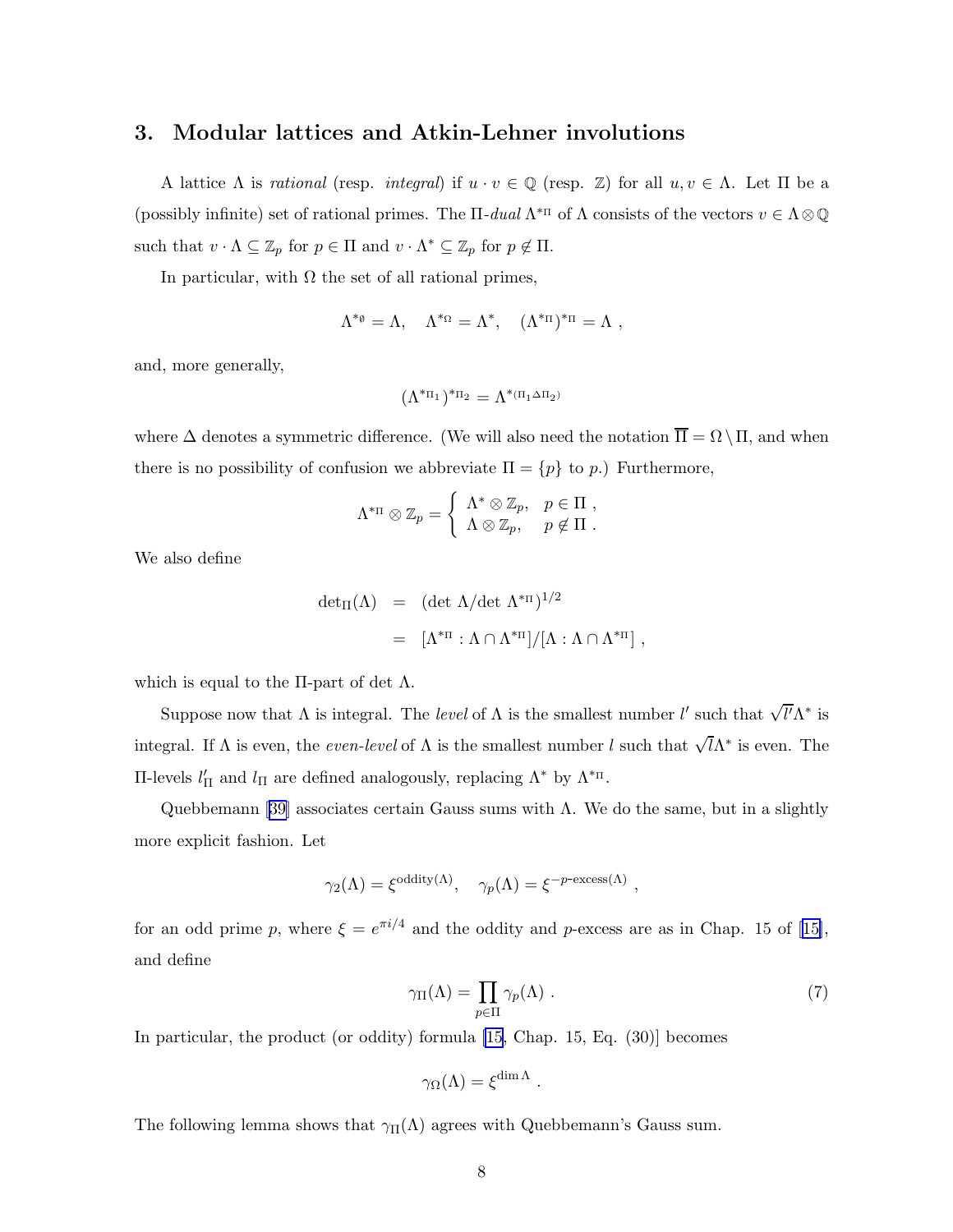## 3. Modular lattices and Atkin-Lehner involutions

A lattice $\Lambda$ is *rational* (resp. *integral*) if $u \cdot v \in \mathbb{Q}$ (resp. $\mathbb{Z}$) for all $u, v \in \Lambda$. Let $\Pi$ be a (possibly infinite) set of rational primes. The $\Pi$-*dual* $\Lambda^{*\Pi}$ of $\Lambda$ consists of the vectors $v \in \Lambda \otimes \mathbb{Q}$ such that $v \cdot \Lambda \subseteq \mathbb{Z}_p$ for $p \in \Pi$ and $v \cdot \Lambda^* \subseteq \mathbb{Z}_p$ for $p \notin \Pi$.

In particular, with $\Omega$ the set of all rational primes,

$$\Lambda^{*\emptyset} = \Lambda, \quad \Lambda^{*\Omega} = \Lambda^*, \quad (\Lambda^{*\Pi})^{*\Pi} = \Lambda \ ,$$

and, more generally,

$$(\Lambda^{*\Pi_1})^{*\Pi_2} = \Lambda^{*(\Pi_1 \Delta \Pi_2)}$$

where $\Delta$ denotes a symmetric difference. (We will also need the notation $\overline{\Pi} = \Omega \setminus \Pi$, and when there is no possibility of confusion we abbreviate $\Pi = \{p\}$ to $p$.) Furthermore,

$$\Lambda^{*\Pi} \otimes \mathbb{Z}_p = \begin{cases} \Lambda^* \otimes \mathbb{Z}_p, & p \in \Pi \ , \\ \Lambda \otimes \mathbb{Z}_p, & p \notin \Pi \ . \end{cases}$$

We also define

$$\begin{aligned} \det_{\Pi}(\Lambda) &= (\det \Lambda / \det \Lambda^{*\Pi})^{1/2} \\ &= [\Lambda^{*\Pi} : \Lambda \cap \Lambda^{*\Pi}] / [\Lambda : \Lambda \cap \Lambda^{*\Pi}] \ , \end{aligned}$$

which is equal to the $\Pi$-part of $\det \Lambda$.

Suppose now that $\Lambda$ is integral. The *level* of $\Lambda$ is the smallest number $l'$ such that $\sqrt{l'}\Lambda^*$ is integral. If $\Lambda$ is even, the *even-level* of $\Lambda$ is the smallest number $l$ such that $\sqrt{l}\Lambda^*$ is even. The $\Pi$-levels $l'_{\Pi}$ and $l_{\Pi}$ are defined analogously, replacing $\Lambda^*$ by $\Lambda^{*\Pi}$.

Quebbemann [39] associates certain Gauss sums with $\Lambda$. We do the same, but in a slightly more explicit fashion. Let

$$\gamma_2(\Lambda) = \xi^{\text{oddity}(\Lambda)}, \quad \gamma_p(\Lambda) = \xi^{-p\text{-excess}(\Lambda)} \ ,$$

for an odd prime $p$, where $\xi = e^{\pi i/4}$ and the oddity and $p$-excess are as in Chap. 15 of [15], and define

$$\gamma_{\Pi}(\Lambda) = \prod_{p \in \Pi} \gamma_p(\Lambda) \ . \tag{7}$$

In particular, the product (or oddity) formula [15, Chap. 15, Eq. (30)] becomes

$$\gamma_{\Omega}(\Lambda) = \xi^{\dim \Lambda} \ .$$

The following lemma shows that $\gamma_{\Pi}(\Lambda)$ agrees with Quebbemann's Gauss sum.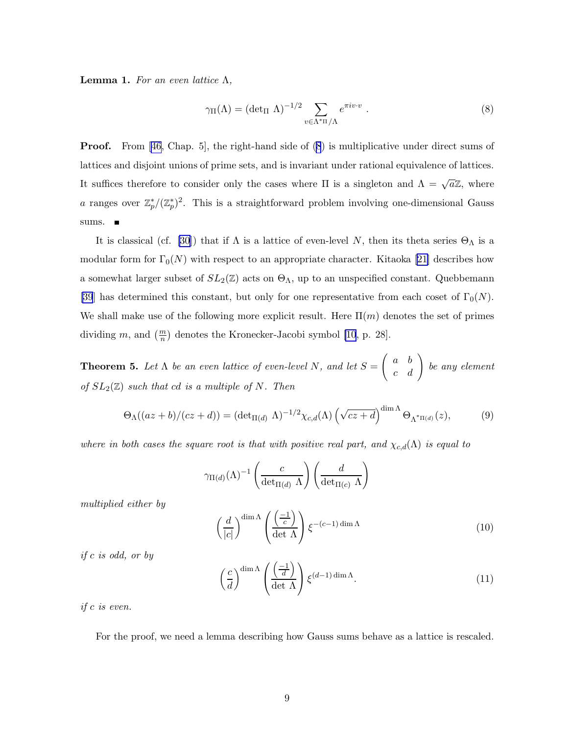**Lemma 1.** *For an even lattice $\Lambda$,*

$$\gamma_\Pi(\Lambda) = (\det_\Pi \Lambda)^{-1/2} \sum_{v \in \Lambda^{*\Pi}/\Lambda} e^{\pi i v \cdot v} \; . \tag{8}$$

**Proof.** From [46, Chap. 5], the right-hand side of (8) is multiplicative under direct sums of lattices and disjoint unions of prime sets, and is invariant under rational equivalence of lattices. It suffices therefore to consider only the cases where $\Pi$ is a singleton and $\Lambda = \sqrt{a}\mathbb{Z}$, where $a$ ranges over $\mathbb{Z}_p^*/(\mathbb{Z}_p^*)^2$. This is a straightforward problem involving one-dimensional Gauss sums. ■

It is classical (cf. [30]) that if $\Lambda$ is a lattice of even-level $N$, then its theta series $\Theta_\Lambda$ is a modular form for $\Gamma_0(N)$ with respect to an appropriate character. Kitaoka [21] describes how a somewhat larger subset of $SL_2(\mathbb{Z})$ acts on $\Theta_\Lambda$, up to an unspecified constant. Quebbemann [39] has determined this constant, but only for one representative from each coset of $\Gamma_0(N)$. We shall make use of the following more explicit result. Here $\Pi(m)$ denotes the set of primes dividing $m$, and $\left(\frac{m}{n}\right)$ denotes the Kronecker-Jacobi symbol [10, p. 28].

**Theorem 5.** *Let $\Lambda$ be an even lattice of even-level $N$, and let $S = \begin{pmatrix} a & b \\ c & d \end{pmatrix}$ be any element of $SL_2(\mathbb{Z})$ such that $cd$ is a multiple of $N$. Then*

$$\Theta_\Lambda((az+b)/(cz+d)) = (\det_{\Pi(d)} \Lambda)^{-1/2} \chi_{c,d}(\Lambda) \left(\sqrt{cz+d}\right)^{\dim \Lambda} \Theta_{\Lambda^{*\Pi(d)}}(z), \tag{9}$$

*where in both cases the square root is that with positive real part, and $\chi_{c,d}(\Lambda)$ is equal to*

$$\gamma_{\Pi(d)}(\Lambda)^{-1} \left(\frac{c}{\det_{\Pi(d)} \Lambda}\right) \left(\frac{d}{\det_{\Pi(c)} \Lambda}\right)$$

*multiplied either by*

$$\left(\frac{d}{|c|}\right)^{\dim \Lambda} \left(\frac{\left(\frac{-1}{c}\right)}{\det \Lambda}\right) \xi^{-(c-1)\dim \Lambda} \tag{10}$$

*if $c$ is odd, or by*

$$\left(\frac{c}{d}\right)^{\dim \Lambda} \left(\frac{\left(\frac{-1}{d}\right)}{\det \Lambda}\right) \xi^{(d-1)\dim \Lambda}. \tag{11}$$

*if $c$ is even.*

For the proof, we need a lemma describing how Gauss sums behave as a lattice is rescaled.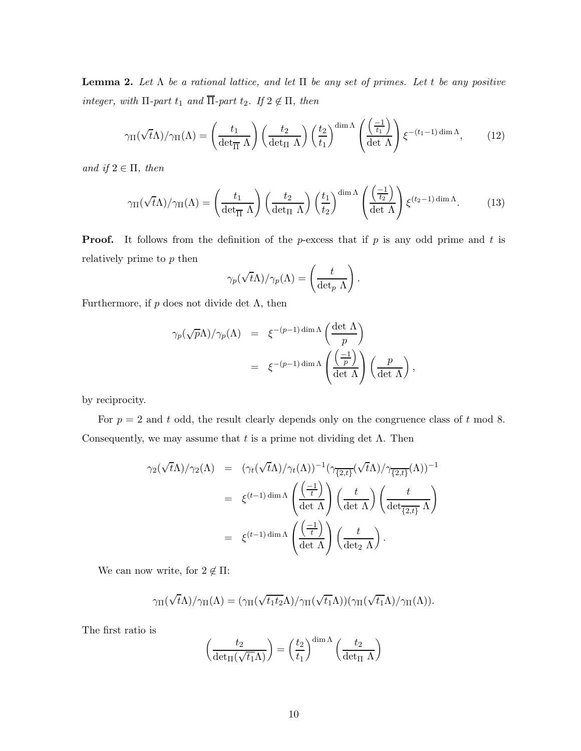**Lemma 2.** *Let $\Lambda$ be a rational lattice, and let $\Pi$ be any set of primes. Let $t$ be any positive integer, with $\Pi$-part $t_1$ and $\overline{\Pi}$-part $t_2$. If $2 \notin \Pi$, then*

$$\gamma_\Pi(\sqrt{t}\Lambda)/\gamma_\Pi(\Lambda) = \left(\frac{t_1}{\det_{\overline{\Pi}} \Lambda}\right)\left(\frac{t_2}{\det_\Pi \Lambda}\right)\left(\frac{t_2}{t_1}\right)^{\dim \Lambda}\left(\frac{\left(\frac{-1}{t_1}\right)}{\det \Lambda}\right)\xi^{-(t_1-1)\dim \Lambda}, \tag{12}$$

*and if $2 \in \Pi$, then*

$$\gamma_\Pi(\sqrt{t}\Lambda)/\gamma_\Pi(\Lambda) = \left(\frac{t_1}{\det_{\overline{\Pi}} \Lambda}\right)\left(\frac{t_2}{\det_\Pi \Lambda}\right)\left(\frac{t_1}{t_2}\right)^{\dim \Lambda}\left(\frac{\left(\frac{-1}{t_2}\right)}{\det \Lambda}\right)\xi^{(t_2-1)\dim \Lambda}. \tag{13}$$

**Proof.** It follows from the definition of the $p$-excess that if $p$ is any odd prime and $t$ is relatively prime to $p$ then

$$\gamma_p(\sqrt{t}\Lambda)/\gamma_p(\Lambda) = \left(\frac{t}{\det_p \Lambda}\right).$$

Furthermore, if $p$ does not divide $\det \Lambda$, then

$$\begin{aligned}
\gamma_p(\sqrt{p}\Lambda)/\gamma_p(\Lambda) &= \xi^{-(p-1)\dim \Lambda}\left(\frac{\det \Lambda}{p}\right) \\
&= \xi^{-(p-1)\dim \Lambda}\left(\frac{\left(\frac{-1}{p}\right)}{\det \Lambda}\right)\left(\frac{p}{\det \Lambda}\right),
\end{aligned}$$

by reciprocity.

For $p = 2$ and $t$ odd, the result clearly depends only on the congruence class of $t$ mod 8. Consequently, we may assume that $t$ is a prime not dividing $\det \Lambda$. Then

$$\begin{aligned}
\gamma_2(\sqrt{t}\Lambda)/\gamma_2(\Lambda) &= (\gamma_t(\sqrt{t}\Lambda)/\gamma_t(\Lambda))^{-1}(\gamma_{\overline{\{2,t\}}}(\sqrt{t}\Lambda)/\gamma_{\overline{\{2,t\}}}(\Lambda))^{-1} \\
&= \xi^{(t-1)\dim \Lambda}\left(\frac{\left(\frac{-1}{t}\right)}{\det \Lambda}\right)\left(\frac{t}{\det \Lambda}\right)\left(\frac{t}{\det_{\overline{\{2,t\}}} \Lambda}\right) \\
&= \xi^{(t-1)\dim \Lambda}\left(\frac{\left(\frac{-1}{t}\right)}{\det \Lambda}\right)\left(\frac{t}{\det_2 \Lambda}\right).
\end{aligned}$$

We can now write, for $2 \notin \Pi$:

$$\gamma_\Pi(\sqrt{t}\Lambda)/\gamma_\Pi(\Lambda) = (\gamma_\Pi(\sqrt{t_1 t_2}\Lambda)/\gamma_\Pi(\sqrt{t_1}\Lambda))(\gamma_\Pi(\sqrt{t_1}\Lambda)/\gamma_\Pi(\Lambda)).$$

The first ratio is

$$\left(\frac{t_2}{\det_\Pi(\sqrt{t_1}\Lambda)}\right) = \left(\frac{t_2}{t_1}\right)^{\dim \Lambda}\left(\frac{t_2}{\det_\Pi \Lambda}\right)$$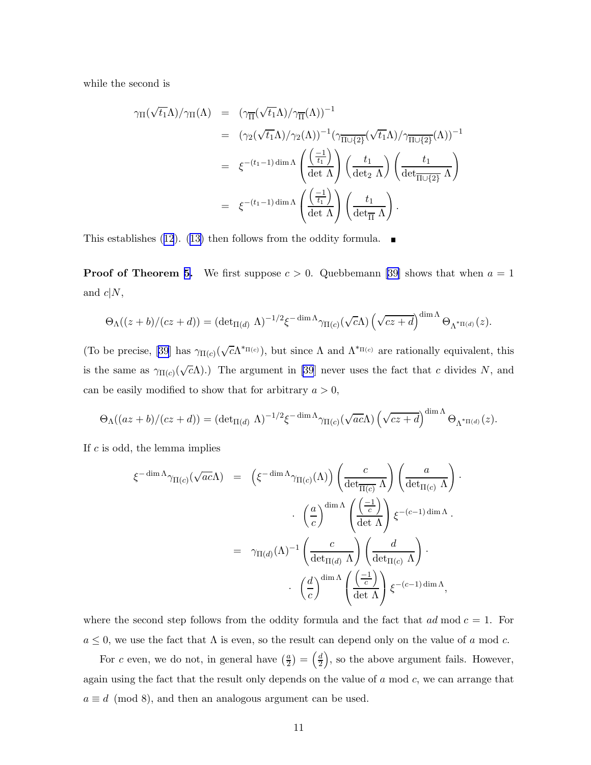while the second is

$$
\begin{aligned}
\gamma_{\Pi}(\sqrt{t_1}\Lambda)/\gamma_{\Pi}(\Lambda) &= (\gamma_{\overline{\Pi}}(\sqrt{t_1}\Lambda)/\gamma_{\overline{\Pi}}(\Lambda))^{-1} \\
&= (\gamma_2(\sqrt{t_1}\Lambda)/\gamma_2(\Lambda))^{-1}(\gamma_{\overline{\Pi\cup\{2\}}}(\sqrt{t_1}\Lambda)/\gamma_{\overline{\Pi\cup\{2\}}}(\Lambda))^{-1} \\
&= \xi^{-(t_1-1)\dim\Lambda}\left(\frac{\left(\frac{-1}{t_1}\right)}{\det\Lambda}\right)\left(\frac{t_1}{\det_2\Lambda}\right)\left(\frac{t_1}{\det_{\overline{\Pi\cup\{2\}}}\Lambda}\right) \\
&= \xi^{-(t_1-1)\dim\Lambda}\left(\frac{\left(\frac{-1}{t_1}\right)}{\det\Lambda}\right)\left(\frac{t_1}{\det_{\overline{\Pi}}\Lambda}\right).
\end{aligned}
$$

This establishes (12). (13) then follows from the oddity formula. ∎

**Proof of Theorem 5.** We first suppose $c > 0$. Quebbemann [39] shows that when $a = 1$ and $c|N$,

$$
\Theta_\Lambda((z+b)/(cz+d)) = (\det_{\Pi(d)}\Lambda)^{-1/2}\xi^{-\dim\Lambda}\gamma_{\Pi(c)}(\sqrt{c}\Lambda)\left(\sqrt{cz+d}\right)^{\dim\Lambda}\Theta_{\Lambda^{*\Pi(d)}}(z).
$$

(To be precise, [39] has $\gamma_{\Pi(c)}(\sqrt{c}\Lambda^{*\Pi(c)})$, but since $\Lambda$ and $\Lambda^{*\Pi(c)}$ are rationally equivalent, this is the same as $\gamma_{\Pi(c)}(\sqrt{c}\Lambda)$.) The argument in [39] never uses the fact that $c$ divides $N$, and can be easily modified to show that for arbitrary $a > 0$,

$$
\Theta_\Lambda((az+b)/(cz+d)) = (\det_{\Pi(d)}\Lambda)^{-1/2}\xi^{-\dim\Lambda}\gamma_{\Pi(c)}(\sqrt{ac}\Lambda)\left(\sqrt{cz+d}\right)^{\dim\Lambda}\Theta_{\Lambda^{*\Pi(d)}}(z).
$$

If $c$ is odd, the lemma implies

$$
\begin{aligned}
\xi^{-\dim\Lambda}\gamma_{\Pi(c)}(\sqrt{ac}\Lambda) &= \left(\xi^{-\dim\Lambda}\gamma_{\Pi(c)}(\Lambda)\right)\left(\frac{c}{\det_{\overline{\Pi(c)}}\Lambda}\right)\left(\frac{a}{\det_{\Pi(c)}\Lambda}\right)\cdot \\
&\qquad\cdot\left(\frac{a}{c}\right)^{\dim\Lambda}\left(\frac{\left(\frac{-1}{c}\right)}{\det\Lambda}\right)\xi^{-(c-1)\dim\Lambda}. \\
&= \gamma_{\Pi(d)}(\Lambda)^{-1}\left(\frac{c}{\det_{\Pi(d)}\Lambda}\right)\left(\frac{d}{\det_{\Pi(c)}\Lambda}\right)\cdot \\
&\qquad\cdot\left(\frac{d}{c}\right)^{\dim\Lambda}\left(\frac{\left(\frac{-1}{c}\right)}{\det\Lambda}\right)\xi^{-(c-1)\dim\Lambda},
\end{aligned}
$$

where the second step follows from the oddity formula and the fact that $ad \bmod c = 1$. For $a \le 0$, we use the fact that $\Lambda$ is even, so the result can depend only on the value of $a \bmod c$.

For $c$ even, we do not, in general have $\left(\frac{a}{2}\right) = \left(\frac{d}{2}\right)$, so the above argument fails. However, again using the fact that the result only depends on the value of $a \bmod c$, we can arrange that $a \equiv d \pmod 8$, and then an analogous argument can be used.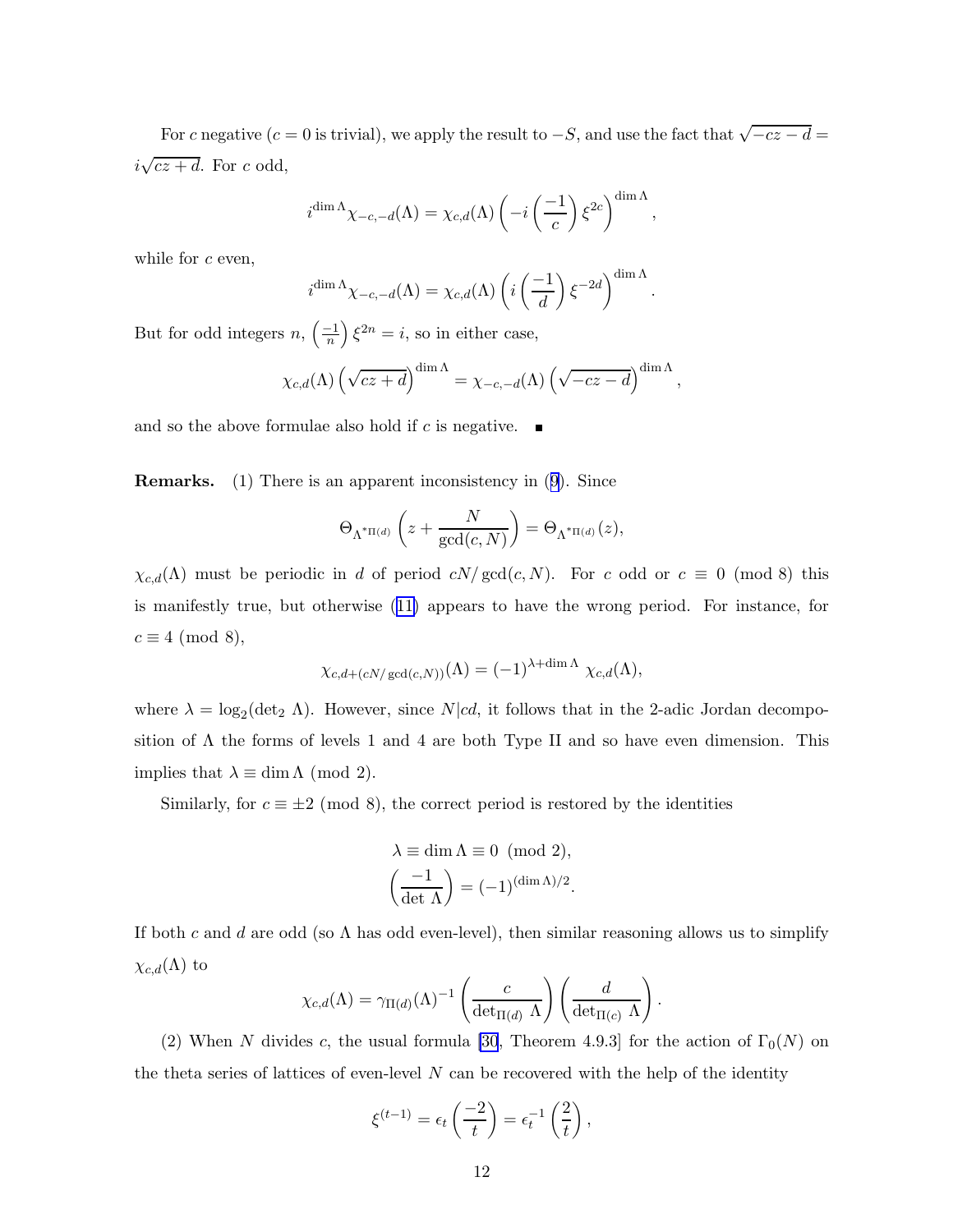For $c$ negative ($c = 0$ is trivial), we apply the result to $-S$, and use the fact that $\sqrt{-cz-d} = i\sqrt{cz+d}$. For $c$ odd,

$$i^{\dim \Lambda} \chi_{-c,-d}(\Lambda) = \chi_{c,d}(\Lambda) \left( -i \left( \frac{-1}{c} \right) \xi^{2c} \right)^{\dim \Lambda},$$

while for $c$ even,

$$i^{\dim \Lambda} \chi_{-c,-d}(\Lambda) = \chi_{c,d}(\Lambda) \left( i \left( \frac{-1}{d} \right) \xi^{-2d} \right)^{\dim \Lambda}.$$

But for odd integers $n$, $\left(\frac{-1}{n}\right) \xi^{2n} = i$, so in either case,

$$\chi_{c,d}(\Lambda) \left( \sqrt{cz+d} \right)^{\dim \Lambda} = \chi_{-c,-d}(\Lambda) \left( \sqrt{-cz-d} \right)^{\dim \Lambda},$$

and so the above formulae also hold if $c$ is negative. ∎

**Remarks.** (1) There is an apparent inconsistency in (9). Since

$$\Theta_{\Lambda^{*\Pi(d)}} \left( z + \frac{N}{\gcd(c,N)} \right) = \Theta_{\Lambda^{*\Pi(d)}}(z),$$

$\chi_{c,d}(\Lambda)$ must be periodic in $d$ of period $cN/\gcd(c,N)$. For $c$ odd or $c \equiv 0 \pmod 8$ this is manifestly true, but otherwise (11) appears to have the wrong period. For instance, for $c \equiv 4$ (mod 8),

$$\chi_{c,d+(cN/\gcd(c,N))}(\Lambda) = (-1)^{\lambda + \dim \Lambda} \, \chi_{c,d}(\Lambda),$$

where $\lambda = \log_2(\det_2 \Lambda)$. However, since $N | cd$, it follows that in the 2-adic Jordan decomposition of $\Lambda$ the forms of levels 1 and 4 are both Type II and so have even dimension. This implies that $\lambda \equiv \dim \Lambda \pmod 2$.

Similarly, for $c \equiv \pm 2$ (mod 8), the correct period is restored by the identities

$$\lambda \equiv \dim \Lambda \equiv 0 \pmod 2,$$
$$\left( \frac{-1}{\det \Lambda} \right) = (-1)^{(\dim \Lambda)/2}.$$

If both $c$ and $d$ are odd (so $\Lambda$ has odd even-level), then similar reasoning allows us to simplify $\chi_{c,d}(\Lambda)$ to

$$\chi_{c,d}(\Lambda) = \gamma_{\Pi(d)}(\Lambda)^{-1} \left( \frac{c}{\det_{\Pi(d)} \Lambda} \right) \left( \frac{d}{\det_{\Pi(c)} \Lambda} \right).$$

(2) When $N$ divides $c$, the usual formula [30, Theorem 4.9.3] for the action of $\Gamma_0(N)$ on the theta series of lattices of even-level $N$ can be recovered with the help of the identity

$$\xi^{(t-1)} = \epsilon_t \left( \frac{-2}{t} \right) = \epsilon_t^{-1} \left( \frac{2}{t} \right),$$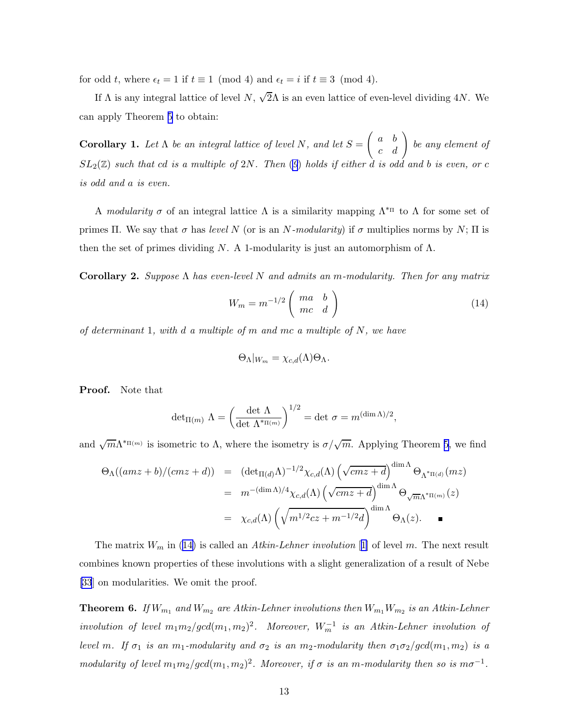for odd $t$, where $\epsilon_t = 1$ if $t \equiv 1 \pmod 4$ and $\epsilon_t = i$ if $t \equiv 3 \pmod 4$.

If $\Lambda$ is any integral lattice of level $N$, $\sqrt{2}\Lambda$ is an even lattice of even-level dividing $4N$. We can apply Theorem 5 to obtain:

**Corollary 1.** *Let $\Lambda$ be an integral lattice of level $N$, and let $S = \begin{pmatrix} a & b \\ c & d \end{pmatrix}$ be any element of $SL_2(\mathbb{Z})$ such that $cd$ is a multiple of $2N$. Then (9) holds if either $d$ is odd and $b$ is even, or $c$ is odd and $a$ is even.*

A *modularity* $\sigma$ of an integral lattice $\Lambda$ is a similarity mapping $\Lambda^{*\Pi}$ to $\Lambda$ for some set of primes $\Pi$. We say that $\sigma$ has *level* $N$ (or is an *$N$-modularity*) if $\sigma$ multiplies norms by $N$; $\Pi$ is then the set of primes dividing $N$. A 1-modularity is just an automorphism of $\Lambda$.

**Corollary 2.** *Suppose $\Lambda$ has even-level $N$ and admits an $m$-modularity. Then for any matrix*

$$W_m = m^{-1/2} \begin{pmatrix} ma & b \\ mc & d \end{pmatrix} \tag{14}$$

*of determinant 1, with $d$ a multiple of $m$ and $mc$ a multiple of $N$, we have*

$$\Theta_\Lambda|_{W_m} = \chi_{c,d}(\Lambda)\Theta_\Lambda.$$

**Proof.** Note that

$$\det\nolimits_{\Pi(m)} \Lambda = \left(\frac{\det \Lambda}{\det \Lambda^{*\Pi(m)}}\right)^{1/2} = \det \sigma = m^{(\dim \Lambda)/2},$$

and $\sqrt{m}\Lambda^{*\Pi(m)}$ is isometric to $\Lambda$, where the isometry is $\sigma/\sqrt{m}$. Applying Theorem 5, we find

$$\begin{aligned}
\Theta_\Lambda((amz+b)/(cmz+d)) &= (\det\nolimits_{\Pi(d)}\Lambda)^{-1/2}\chi_{c,d}(\Lambda)\left(\sqrt{cmz+d}\right)^{\dim\Lambda}\Theta_{\Lambda^{*\Pi(d)}}(mz) \\
&= m^{-(\dim\Lambda)/4}\chi_{c,d}(\Lambda)\left(\sqrt{cmz+d}\right)^{\dim\Lambda}\Theta_{\sqrt{m}\Lambda^{*\Pi(m)}}(z) \\
&= \chi_{c,d}(\Lambda)\left(\sqrt{m^{1/2}cz+m^{-1/2}d}\right)^{\dim\Lambda}\Theta_\Lambda(z). \qquad \blacksquare
\end{aligned}$$

The matrix $W_m$ in (14) is called an *Atkin-Lehner involution* [1] of level $m$. The next result combines known properties of these involutions with a slight generalization of a result of Nebe [33] on modularities. We omit the proof.

**Theorem 6.** *If $W_{m_1}$ and $W_{m_2}$ are Atkin-Lehner involutions then $W_{m_1}W_{m_2}$ is an Atkin-Lehner involution of level $m_1m_2/gcd(m_1,m_2)^2$. Moreover, $W_m^{-1}$ is an Atkin-Lehner involution of level $m$. If $\sigma_1$ is an $m_1$-modularity and $\sigma_2$ is an $m_2$-modularity then $\sigma_1\sigma_2/gcd(m_1,m_2)$ is a modularity of level $m_1m_2/gcd(m_1,m_2)^2$. Moreover, if $\sigma$ is an $m$-modularity then so is $m\sigma^{-1}$.*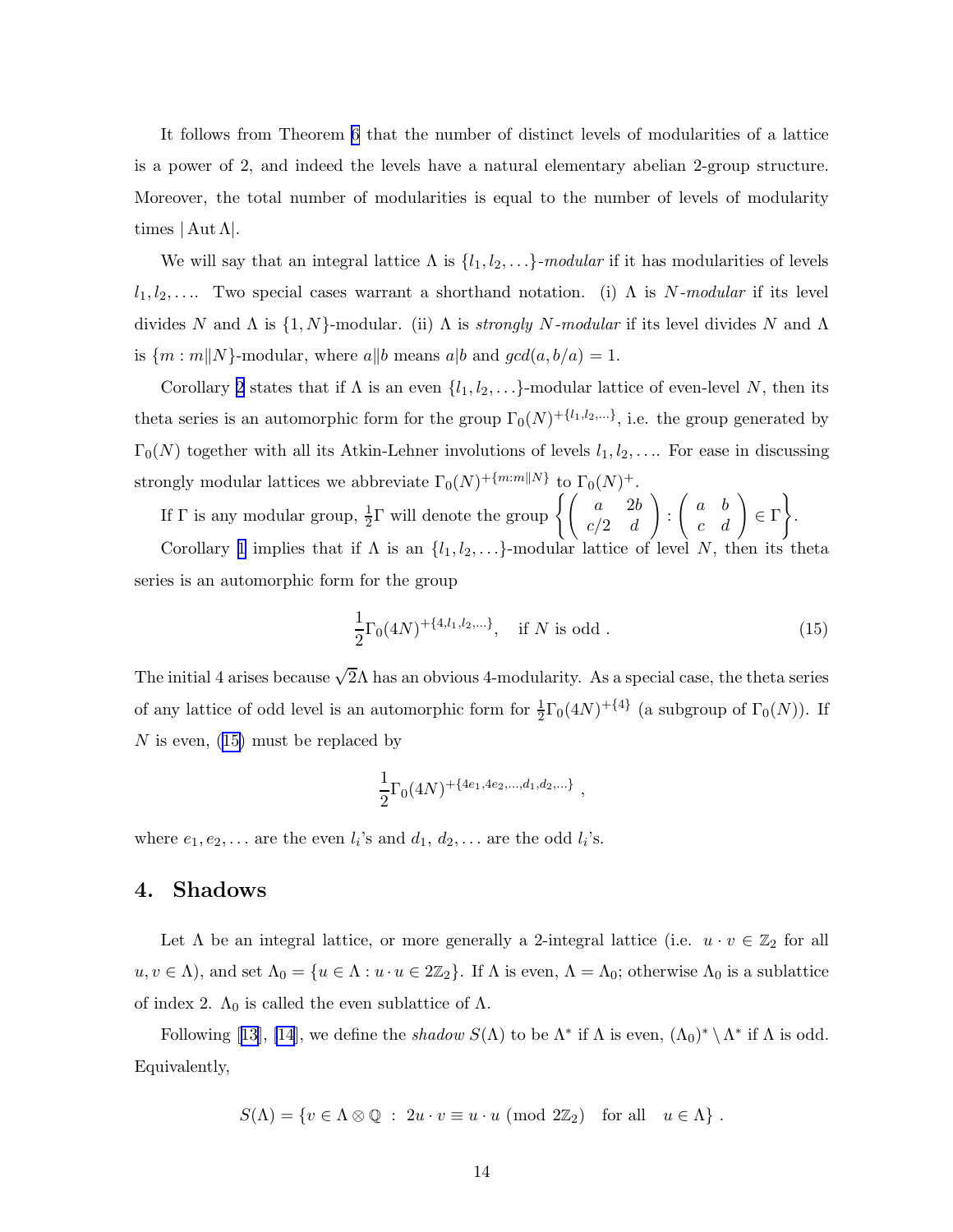It follows from Theorem 6 that the number of distinct levels of modularities of a lattice is a power of 2, and indeed the levels have a natural elementary abelian 2-group structure. Moreover, the total number of modularities is equal to the number of levels of modularity times $|\operatorname{Aut}\Lambda|$.

We will say that an integral lattice $\Lambda$ is $\{l_1, l_2, \ldots\}$-*modular* if it has modularities of levels $l_1, l_2, \ldots$. Two special cases warrant a shorthand notation. (i) $\Lambda$ is $N$-*modular* if its level divides $N$ and $\Lambda$ is $\{1, N\}$-modular. (ii) $\Lambda$ is *strongly* $N$-*modular* if its level divides $N$ and $\Lambda$ is $\{m : m \| N\}$-modular, where $a \| b$ means $a | b$ and $gcd(a, b/a) = 1$.

Corollary 2 states that if $\Lambda$ is an even $\{l_1, l_2, \ldots\}$-modular lattice of even-level $N$, then its theta series is an automorphic form for the group $\Gamma_0(N)^{+\{l_1, l_2, \ldots\}}$, i.e. the group generated by $\Gamma_0(N)$ together with all its Atkin-Lehner involutions of levels $l_1, l_2, \ldots$. For ease in discussing strongly modular lattices we abbreviate $\Gamma_0(N)^{+\{m:m\|N\}}$ to $\Gamma_0(N)^+$.

If $\Gamma$ is any modular group, $\frac{1}{2}\Gamma$ will denote the group $\left\{ \begin{pmatrix} a & 2b \\ c/2 & d \end{pmatrix} : \begin{pmatrix} a & b \\ c & d \end{pmatrix} \in \Gamma \right\}$.

Corollary 1 implies that if $\Lambda$ is an $\{l_1, l_2, \ldots\}$-modular lattice of level $N$, then its theta series is an automorphic form for the group

$$\frac{1}{2}\Gamma_0(4N)^{+\{4, l_1, l_2, \ldots\}}, \quad \text{if } N \text{ is odd} . \tag{15}$$

The initial 4 arises because $\sqrt{2}\Lambda$ has an obvious 4-modularity. As a special case, the theta series of any lattice of odd level is an automorphic form for $\frac{1}{2}\Gamma_0(4N)^{+\{4\}}$ (a subgroup of $\Gamma_0(N)$). If $N$ is even, (15) must be replaced by

$$\frac{1}{2}\Gamma_0(4N)^{+\{4e_1, 4e_2, \ldots, d_1, d_2, \ldots\}} ,$$

where $e_1, e_2, \ldots$ are the even $l_i$'s and $d_1$, $d_2, \ldots$ are the odd $l_i$'s.

## 4. Shadows

Let $\Lambda$ be an integral lattice, or more generally a 2-integral lattice (i.e. $u \cdot v \in \mathbb{Z}_2$ for all $u, v \in \Lambda$), and set $\Lambda_0 = \{u \in \Lambda : u \cdot u \in 2\mathbb{Z}_2\}$. If $\Lambda$ is even, $\Lambda = \Lambda_0$; otherwise $\Lambda_0$ is a sublattice of index 2. $\Lambda_0$ is called the even sublattice of $\Lambda$.

Following [13], [14], we define the *shadow* $S(\Lambda)$ to be $\Lambda^*$ if $\Lambda$ is even, $(\Lambda_0)^* \setminus \Lambda^*$ if $\Lambda$ is odd. Equivalently,

$$S(\Lambda) = \{v \in \Lambda \otimes \mathbb{Q} \; : \; 2u \cdot v \equiv u \cdot u \; (\text{mod } 2\mathbb{Z}_2) \quad \text{for all} \quad u \in \Lambda\} .$$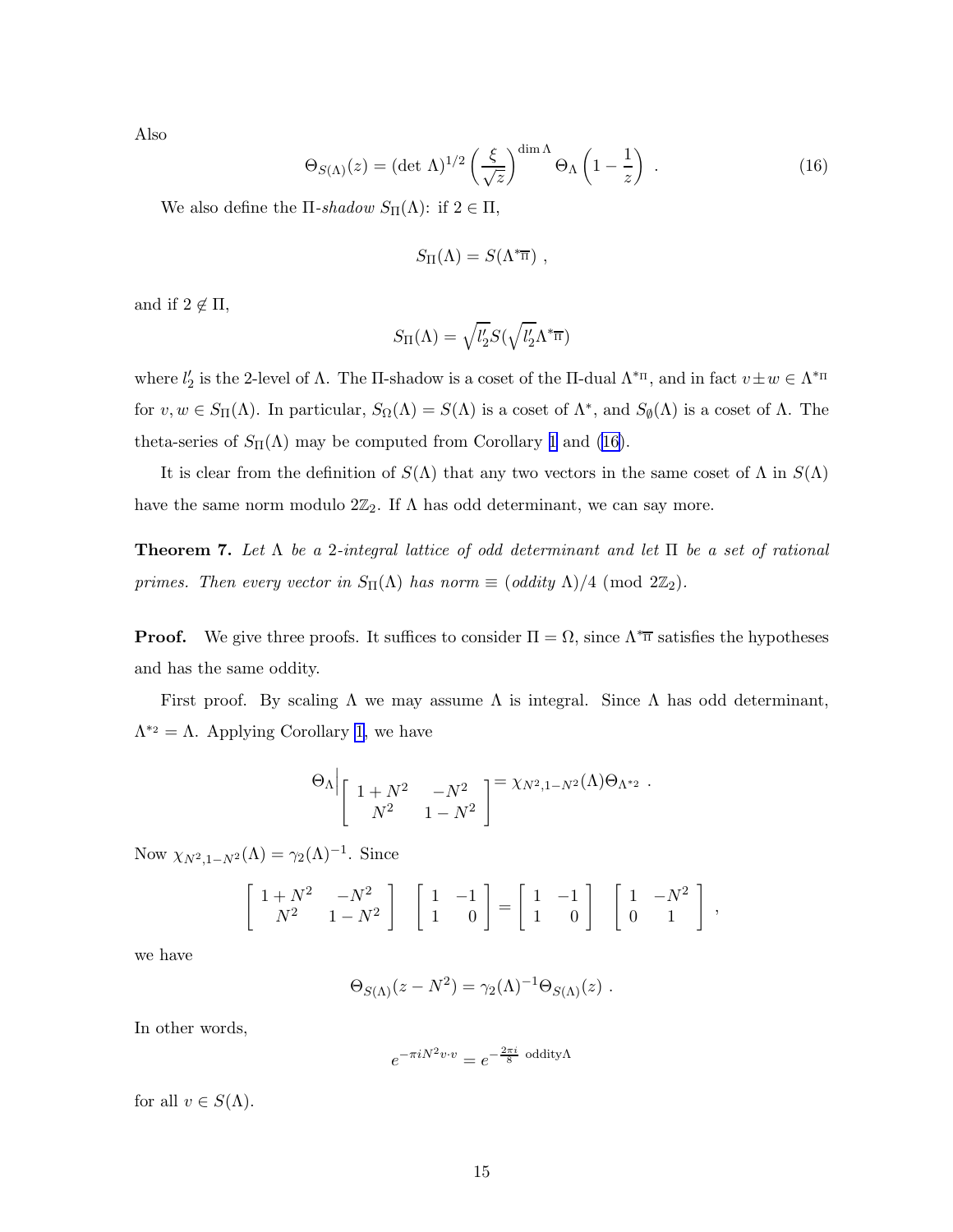Also

$$\Theta_{S(\Lambda)}(z) = (\det\,\Lambda)^{1/2}\left(\frac{\xi}{\sqrt{z}}\right)^{\dim\Lambda}\Theta_\Lambda\left(1-\frac{1}{z}\right)\ . \tag{16}$$

We also define the $\Pi$-*shadow* $S_\Pi(\Lambda)$: if $2\in\Pi$,

$$S_\Pi(\Lambda) = S(\Lambda^{*\overline{\Pi}})\ ,$$

and if $2\notin\Pi$,

$$S_\Pi(\Lambda) = \sqrt{l_2'}S(\sqrt{l_2'}\Lambda^{*\overline{\Pi}})$$

where $l_2'$ is the 2-level of $\Lambda$. The $\Pi$-shadow is a coset of the $\Pi$-dual $\Lambda^{*\Pi}$, and in fact $v\pm w\in\Lambda^{*\Pi}$ for $v,w\in S_\Pi(\Lambda)$. In particular, $S_\Omega(\Lambda)=S(\Lambda)$ is a coset of $\Lambda^*$, and $S_\emptyset(\Lambda)$ is a coset of $\Lambda$. The theta-series of $S_\Pi(\Lambda)$ may be computed from Corollary 1 and (16).

It is clear from the definition of $S(\Lambda)$ that any two vectors in the same coset of $\Lambda$ in $S(\Lambda)$ have the same norm modulo $2\mathbb{Z}_2$. If $\Lambda$ has odd determinant, we can say more.

**Theorem 7.** *Let $\Lambda$ be a 2-integral lattice of odd determinant and let $\Pi$ be a set of rational primes. Then every vector in $S_\Pi(\Lambda)$ has norm $\equiv$ (oddity $\Lambda$)/4 (mod $2\mathbb{Z}_2$).*

**Proof.** We give three proofs. It suffices to consider $\Pi=\Omega$, since $\Lambda^{*\overline{\Pi}}$ satisfies the hypotheses and has the same oddity.

First proof. By scaling $\Lambda$ we may assume $\Lambda$ is integral. Since $\Lambda$ has odd determinant, $\Lambda^{*_2}=\Lambda$. Applying Corollary 1, we have

$$\Theta_\Lambda\Big|\begin{bmatrix}1+N^2 & -N^2\\ N^2 & 1-N^2\end{bmatrix} = \chi_{N^2,1-N^2}(\Lambda)\Theta_{\Lambda^{*_2}}\ .$$

Now $\chi_{N^2,1-N^2}(\Lambda)=\gamma_2(\Lambda)^{-1}$. Since

$$\begin{bmatrix}1+N^2 & -N^2\\ N^2 & 1-N^2\end{bmatrix}\ \begin{bmatrix}1 & -1\\ 1 & 0\end{bmatrix} = \begin{bmatrix}1 & -1\\ 1 & 0\end{bmatrix}\ \begin{bmatrix}1 & -N^2\\ 0 & 1\end{bmatrix}\ ,$$

we have

$$\Theta_{S(\Lambda)}(z-N^2) = \gamma_2(\Lambda)^{-1}\Theta_{S(\Lambda)}(z)\ .$$

In other words,

$$e^{-\pi i N^2 v\cdot v} = e^{-\frac{2\pi i}{8}\ \text{oddity}\Lambda}$$

for all $v\in S(\Lambda)$.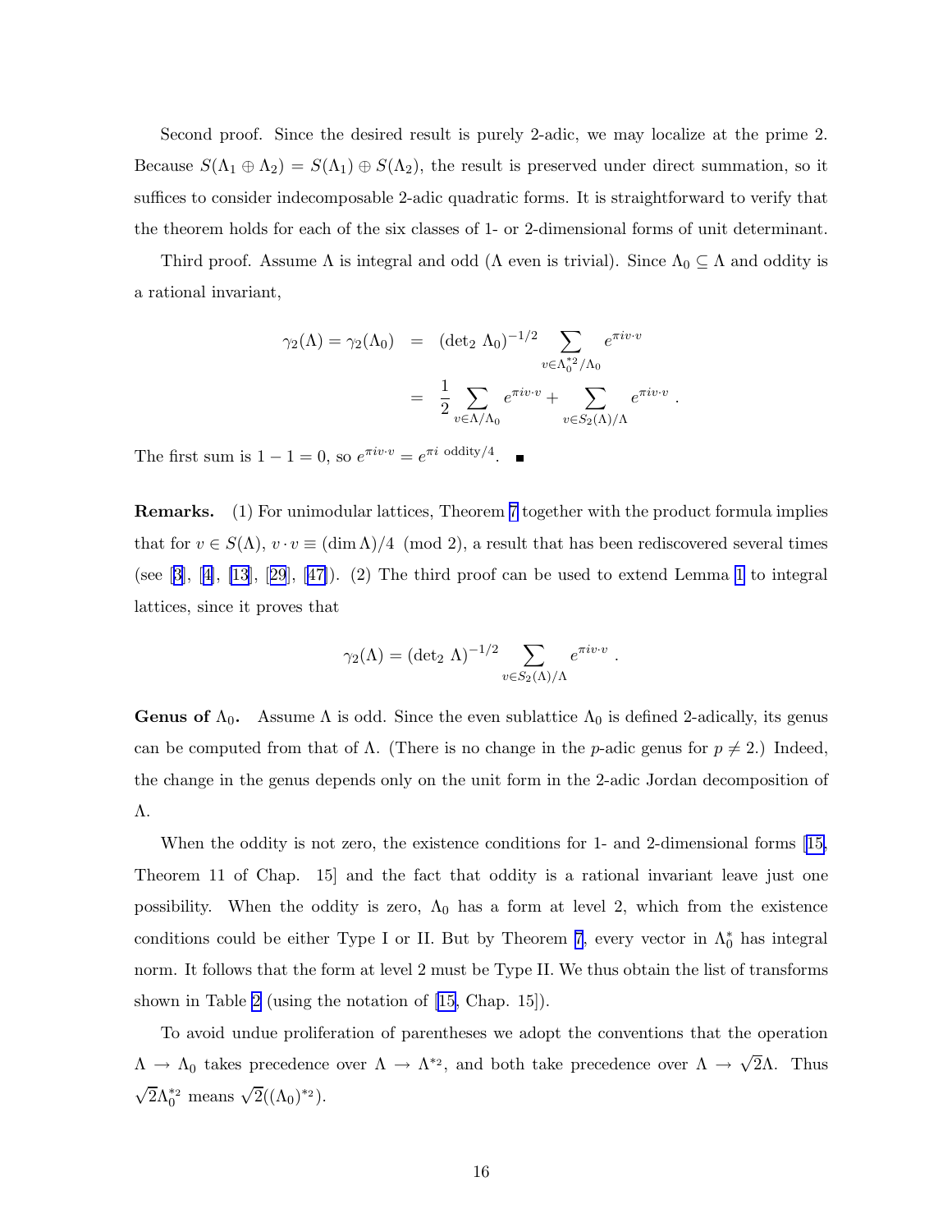Second proof. Since the desired result is purely 2-adic, we may localize at the prime 2. Because $S(\Lambda_1 \oplus \Lambda_2) = S(\Lambda_1) \oplus S(\Lambda_2)$, the result is preserved under direct summation, so it suffices to consider indecomposable 2-adic quadratic forms. It is straightforward to verify that the theorem holds for each of the six classes of 1- or 2-dimensional forms of unit determinant.

Third proof. Assume $\Lambda$ is integral and odd ($\Lambda$ even is trivial). Since $\Lambda_0 \subseteq \Lambda$ and oddity is a rational invariant,

$$
\begin{aligned}
\gamma_2(\Lambda) = \gamma_2(\Lambda_0) &= (\det_2 \Lambda_0)^{-1/2} \sum_{v \in \Lambda_0^{*2}/\Lambda_0} e^{\pi i v \cdot v} \\
&= \frac{1}{2} \sum_{v \in \Lambda/\Lambda_0} e^{\pi i v \cdot v} + \sum_{v \in S_2(\Lambda)/\Lambda} e^{\pi i v \cdot v} .
\end{aligned}
$$

The first sum is $1 - 1 = 0$, so $e^{\pi i v \cdot v} = e^{\pi i \text{ oddity}/4}$. ∎

**Remarks.** (1) For unimodular lattices, Theorem 7 together with the product formula implies that for $v \in S(\Lambda)$, $v \cdot v \equiv (\dim \Lambda)/4 \pmod 2$, a result that has been rediscovered several times (see [3], [4], [13], [29], [47]). (2) The third proof can be used to extend Lemma 1 to integral lattices, since it proves that

$$
\gamma_2(\Lambda) = (\det_2 \Lambda)^{-1/2} \sum_{v \in S_2(\Lambda)/\Lambda} e^{\pi i v \cdot v} .
$$

**Genus of $\Lambda_0$.** Assume $\Lambda$ is odd. Since the even sublattice $\Lambda_0$ is defined 2-adically, its genus can be computed from that of $\Lambda$. (There is no change in the $p$-adic genus for $p \neq 2$.) Indeed, the change in the genus depends only on the unit form in the 2-adic Jordan decomposition of $\Lambda$.

When the oddity is not zero, the existence conditions for 1- and 2-dimensional forms [15, Theorem 11 of Chap. 15] and the fact that oddity is a rational invariant leave just one possibility. When the oddity is zero, $\Lambda_0$ has a form at level 2, which from the existence conditions could be either Type I or II. But by Theorem 7, every vector in $\Lambda_0^*$ has integral norm. It follows that the form at level 2 must be Type II. We thus obtain the list of transforms shown in Table 2 (using the notation of [15, Chap. 15]).

To avoid undue proliferation of parentheses we adopt the conventions that the operation $\Lambda \to \Lambda_0$ takes precedence over $\Lambda \to \Lambda^{*2}$, and both take precedence over $\Lambda \to \sqrt{2}\Lambda$. Thus $\sqrt{2}\Lambda_0^{*2}$ means $\sqrt{2}((\Lambda_0)^{*2})$.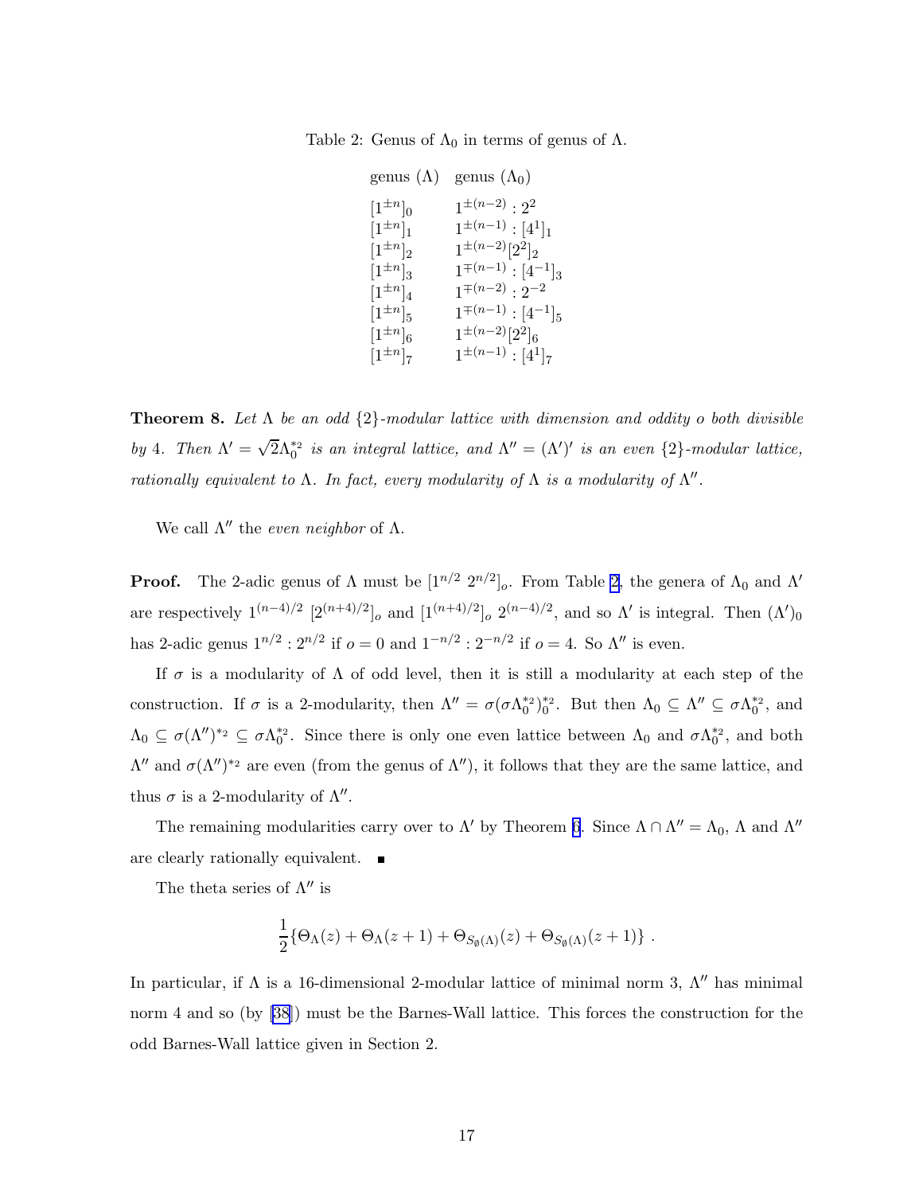Table 2: Genus of $\Lambda_0$ in terms of genus of $\Lambda$.

| genus ($\Lambda$) | genus ($\Lambda_0$) |
|---|---|
| $[1^{\pm n}]_0$ | $1^{\pm(n-2)} : 2^2$ |
| $[1^{\pm n}]_1$ | $1^{\pm(n-1)} : [4^1]_1$ |
| $[1^{\pm n}]_2$ | $1^{\pm(n-2)}[2^2]_2$ |
| $[1^{\pm n}]_3$ | $1^{\mp(n-1)} : [4^{-1}]_3$ |
| $[1^{\pm n}]_4$ | $1^{\mp(n-2)} : 2^{-2}$ |
| $[1^{\pm n}]_5$ | $1^{\mp(n-1)} : [4^{-1}]_5$ |
| $[1^{\pm n}]_6$ | $1^{\pm(n-2)}[2^2]_6$ |
| $[1^{\pm n}]_7$ | $1^{\pm(n-1)} : [4^1]_7$ |

**Theorem 8.** *Let $\Lambda$ be an odd $\{2\}$-modular lattice with dimension and oddity $o$ both divisible by 4. Then $\Lambda' = \sqrt{2}\Lambda_0^{*_2}$ is an integral lattice, and $\Lambda'' = (\Lambda')'$ is an even $\{2\}$-modular lattice, rationally equivalent to $\Lambda$. In fact, every modularity of $\Lambda$ is a modularity of $\Lambda''$.*

We call $\Lambda''$ the *even neighbor* of $\Lambda$.

**Proof.** The 2-adic genus of $\Lambda$ must be $[1^{n/2}\ 2^{n/2}]_o$. From Table 2, the genera of $\Lambda_0$ and $\Lambda'$ are respectively $1^{(n-4)/2}\ [2^{(n+4)/2}]_o$ and $[1^{(n+4)/2}]_o\ 2^{(n-4)/2}$, and so $\Lambda'$ is integral. Then $(\Lambda')_0$ has 2-adic genus $1^{n/2} : 2^{n/2}$ if $o = 0$ and $1^{-n/2} : 2^{-n/2}$ if $o = 4$. So $\Lambda''$ is even.

If $\sigma$ is a modularity of $\Lambda$ of odd level, then it is still a modularity at each step of the construction. If $\sigma$ is a 2-modularity, then $\Lambda'' = \sigma(\sigma\Lambda_0^{*_2})_0^{*_2}$. But then $\Lambda_0 \subseteq \Lambda'' \subseteq \sigma\Lambda_0^{*_2}$, and $\Lambda_0 \subseteq \sigma(\Lambda'')^{*_2} \subseteq \sigma\Lambda_0^{*_2}$. Since there is only one even lattice between $\Lambda_0$ and $\sigma\Lambda_0^{*_2}$, and both $\Lambda''$ and $\sigma(\Lambda'')^{*_2}$ are even (from the genus of $\Lambda''$), it follows that they are the same lattice, and thus $\sigma$ is a 2-modularity of $\Lambda''$.

The remaining modularities carry over to $\Lambda'$ by Theorem 6. Since $\Lambda \cap \Lambda'' = \Lambda_0$, $\Lambda$ and $\Lambda''$ are clearly rationally equivalent. ∎

The theta series of $\Lambda''$ is

$$\frac{1}{2}\{\Theta_\Lambda(z) + \Theta_\Lambda(z+1) + \Theta_{S_\emptyset(\Lambda)}(z) + \Theta_{S_\emptyset(\Lambda)}(z+1)\}\ .$$

In particular, if $\Lambda$ is a 16-dimensional 2-modular lattice of minimal norm 3, $\Lambda''$ has minimal norm 4 and so (by [38]) must be the Barnes-Wall lattice. This forces the construction for the odd Barnes-Wall lattice given in Section 2.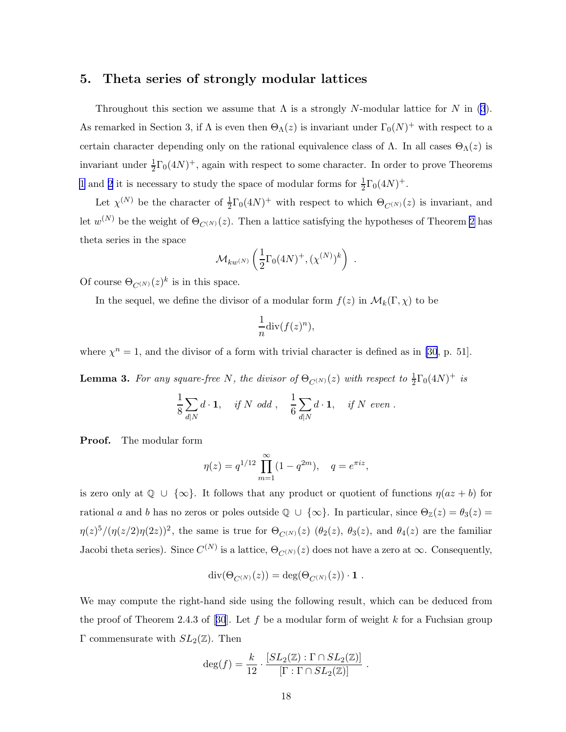## 5. Theta series of strongly modular lattices

Throughout this section we assume that $\Lambda$ is a strongly $N$-modular lattice for $N$ in (3). As remarked in Section 3, if $\Lambda$ is even then $\Theta_\Lambda(z)$ is invariant under $\Gamma_0(N)^+$ with respect to a certain character depending only on the rational equivalence class of $\Lambda$. In all cases $\Theta_\Lambda(z)$ is invariant under $\frac{1}{2}\Gamma_0(4N)^+$, again with respect to some character. In order to prove Theorems 1 and 2 it is necessary to study the space of modular forms for $\frac{1}{2}\Gamma_0(4N)^+$.

Let $\chi^{(N)}$ be the character of $\frac{1}{2}\Gamma_0(4N)^+$ with respect to which $\Theta_{C^{(N)}}(z)$ is invariant, and let $w^{(N)}$ be the weight of $\Theta_{C^{(N)}}(z)$. Then a lattice satisfying the hypotheses of Theorem 2 has theta series in the space

$$\mathcal{M}_{kw^{(N)}}\left(\frac{1}{2}\Gamma_0(4N)^+, (\chi^{(N)})^k\right) .$$

Of course $\Theta_{C^{(N)}}(z)^k$ is in this space.

In the sequel, we define the divisor of a modular form $f(z)$ in $\mathcal{M}_k(\Gamma,\chi)$ to be

$$\frac{1}{n}\mathrm{div}(f(z)^n),$$

where $\chi^n = 1$, and the divisor of a form with trivial character is defined as in [30, p. 51].

**Lemma 3.** *For any square-free $N$, the divisor of $\Theta_{C^{(N)}}(z)$ with respect to $\frac{1}{2}\Gamma_0(4N)^+$ is*

$$\frac{1}{8}\sum_{d|N} d\cdot\mathbf{1}, \quad \textit{if } N \textit{ odd}\ , \quad \frac{1}{6}\sum_{d|N} d\cdot\mathbf{1}, \quad \textit{if } N \textit{ even}\ .$$

**Proof.** The modular form

$$\eta(z) = q^{1/12}\prod_{m=1}^{\infty}(1-q^{2m}), \quad q = e^{\pi i z},$$

is zero only at $\mathbb{Q}\ \cup\ \{\infty\}$. It follows that any product or quotient of functions $\eta(az+b)$ for rational $a$ and $b$ has no zeros or poles outside $\mathbb{Q}\ \cup\ \{\infty\}$. In particular, since $\Theta_{\mathbb{Z}}(z) = \theta_3(z) = \eta(z)^5/(\eta(z/2)\eta(2z))^2$, the same is true for $\Theta_{C^{(N)}}(z)$ ($\theta_2(z)$, $\theta_3(z)$, and $\theta_4(z)$ are the familiar Jacobi theta series). Since $C^{(N)}$ is a lattice, $\Theta_{C^{(N)}}(z)$ does not have a zero at $\infty$. Consequently,

$$\mathrm{div}(\Theta_{C^{(N)}}(z)) = \deg(\Theta_{C^{(N)}}(z))\cdot\mathbf{1}\ .$$

We may compute the right-hand side using the following result, which can be deduced from the proof of Theorem 2.4.3 of [30]. Let $f$ be a modular form of weight $k$ for a Fuchsian group $\Gamma$ commensurate with $SL_2(\mathbb{Z})$. Then

$$\deg(f) = \frac{k}{12}\cdot\frac{[SL_2(\mathbb{Z}):\Gamma\cap SL_2(\mathbb{Z})]}{[\Gamma:\Gamma\cap SL_2(\mathbb{Z})]}\ .$$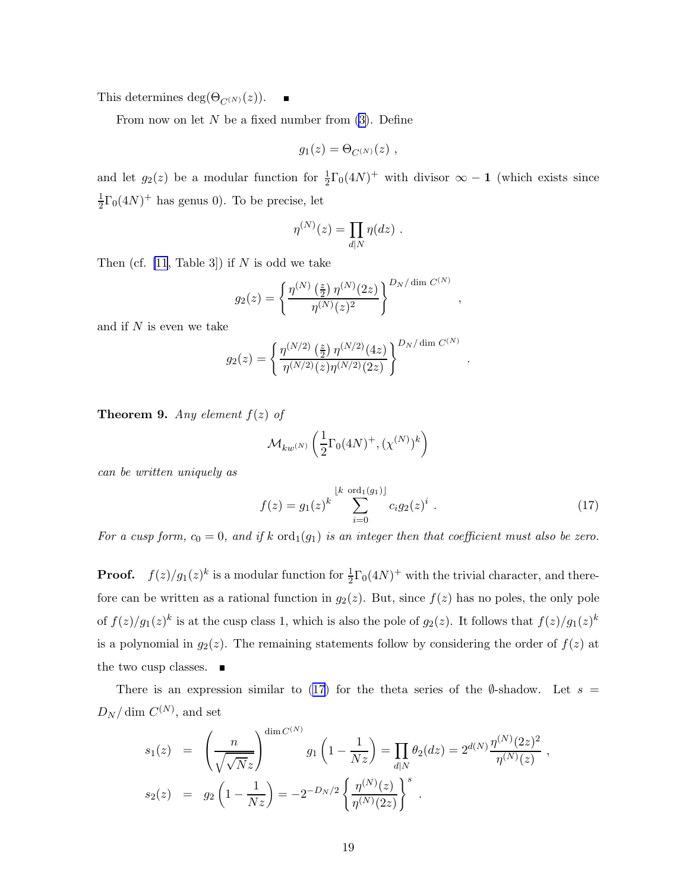This determines $\deg(\Theta_{C^{(N)}}(z))$. ∎

From now on let $N$ be a fixed number from (3). Define

$$g_1(z) = \Theta_{C^{(N)}}(z) \ ,$$

and let $g_2(z)$ be a modular function for $\frac{1}{2}\Gamma_0(4N)^+$ with divisor $\infty - \mathbf{1}$ (which exists since $\frac{1}{2}\Gamma_0(4N)^+$ has genus 0). To be precise, let

$$\eta^{(N)}(z) = \prod_{d|N} \eta(dz) \ .$$

Then (cf. [11, Table 3]) if $N$ is odd we take

$$g_2(z) = \left\{ \frac{\eta^{(N)}\left(\frac{z}{2}\right) \eta^{(N)}(2z)}{\eta^{(N)}(z)^2} \right\}^{D_N / \dim C^{(N)}} ,$$

and if $N$ is even we take

$$g_2(z) = \left\{ \frac{\eta^{(N/2)}\left(\frac{z}{2}\right) \eta^{(N/2)}(4z)}{\eta^{(N/2)}(z)\eta^{(N/2)}(2z)} \right\}^{D_N / \dim C^{(N)}} .$$

**Theorem 9.** *Any element $f(z)$ of*

$$\mathcal{M}_{kw^{(N)}}\left(\frac{1}{2}\Gamma_0(4N)^+, (\chi^{(N)})^k\right)$$

*can be written uniquely as*

$$f(z) = g_1(z)^k \sum_{i=0}^{\lfloor k \ \mathrm{ord}_1(g_1) \rfloor} c_i g_2(z)^i \ . \tag{17}$$

*For a cusp form, $c_0 = 0$, and if $k \ \mathrm{ord}_1(g_1)$ is an integer then that coefficient must also be zero.*

**Proof.** $f(z)/g_1(z)^k$ is a modular function for $\frac{1}{2}\Gamma_0(4N)^+$ with the trivial character, and therefore can be written as a rational function in $g_2(z)$. But, since $f(z)$ has no poles, the only pole of $f(z)/g_1(z)^k$ is at the cusp class 1, which is also the pole of $g_2(z)$. It follows that $f(z)/g_1(z)^k$ is a polynomial in $g_2(z)$. The remaining statements follow by considering the order of $f(z)$ at the two cusp classes. ∎

There is an expression similar to (17) for the theta series of the $\emptyset$-shadow. Let $s = D_N / \dim C^{(N)}$, and set

$$\begin{aligned}
s_1(z) &= \left(\frac{n}{\sqrt{\sqrt{N}z}}\right)^{\dim C^{(N)}} g_1\left(1 - \frac{1}{Nz}\right) = \prod_{d|N} \theta_2(dz) = 2^{d(N)} \frac{\eta^{(N)}(2z)^2}{\eta^{(N)}(z)} \ , \\
s_2(z) &= g_2\left(1 - \frac{1}{Nz}\right) = -2^{-D_N/2} \left\{ \frac{\eta^{(N)}(z)}{\eta^{(N)}(2z)} \right\}^s \ .
\end{aligned}$$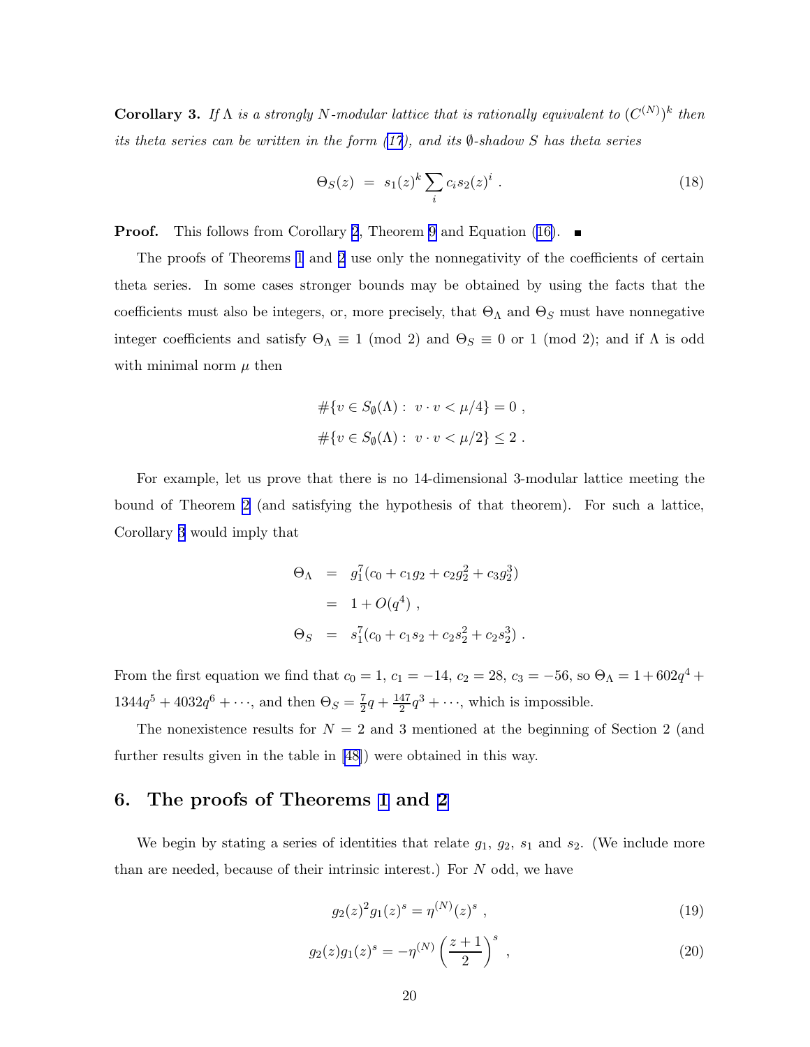**Corollary 3.** *If $\Lambda$ is a strongly $N$-modular lattice that is rationally equivalent to $(C^{(N)})^k$ then its theta series can be written in the form (17), and its $\emptyset$-shadow $S$ has theta series*

$$\Theta_S(z) \;=\; s_1(z)^k \sum_i c_i s_2(z)^i \;. \tag{18}$$

**Proof.** This follows from Corollary 2, Theorem 9 and Equation (16). ∎

The proofs of Theorems 1 and 2 use only the nonnegativity of the coefficients of certain theta series. In some cases stronger bounds may be obtained by using the facts that the coefficients must also be integers, or, more precisely, that $\Theta_\Lambda$ and $\Theta_S$ must have nonnegative integer coefficients and satisfy $\Theta_\Lambda \equiv 1 \pmod 2$ and $\Theta_S \equiv 0$ or $1 \pmod 2$; and if $\Lambda$ is odd with minimal norm $\mu$ then

$$\#\{v \in S_\emptyset(\Lambda) :\; v \cdot v < \mu/4\} = 0 \;,$$

$$\#\{v \in S_\emptyset(\Lambda) :\; v \cdot v < \mu/2\} \le 2 \;.$$

For example, let us prove that there is no 14-dimensional 3-modular lattice meeting the bound of Theorem 2 (and satisfying the hypothesis of that theorem). For such a lattice, Corollary 3 would imply that

$$\begin{aligned}
\Theta_\Lambda &= g_1^7(c_0 + c_1 g_2 + c_2 g_2^2 + c_3 g_2^3) \\
&= 1 + O(q^4) \;, \\
\Theta_S &= s_1^7(c_0 + c_1 s_2 + c_2 s_2^2 + c_2 s_2^3) \;.
\end{aligned}$$

From the first equation we find that $c_0 = 1$, $c_1 = -14$, $c_2 = 28$, $c_3 = -56$, so $\Theta_\Lambda = 1 + 602q^4 + 1344q^5 + 4032q^6 + \cdots$, and then $\Theta_S = \frac{7}{2}q + \frac{147}{2}q^3 + \cdots$, which is impossible.

The nonexistence results for $N = 2$ and 3 mentioned at the beginning of Section 2 (and further results given in the table in [48]) were obtained in this way.

## 6. The proofs of Theorems 1 and 2

We begin by stating a series of identities that relate $g_1$, $g_2$, $s_1$ and $s_2$. (We include more than are needed, because of their intrinsic interest.) For $N$ odd, we have

$$g_2(z)^2 g_1(z)^s = \eta^{(N)}(z)^s \;, \tag{19}$$

$$g_2(z) g_1(z)^s = -\eta^{(N)}\left(\frac{z+1}{2}\right)^s \;, \tag{20}$$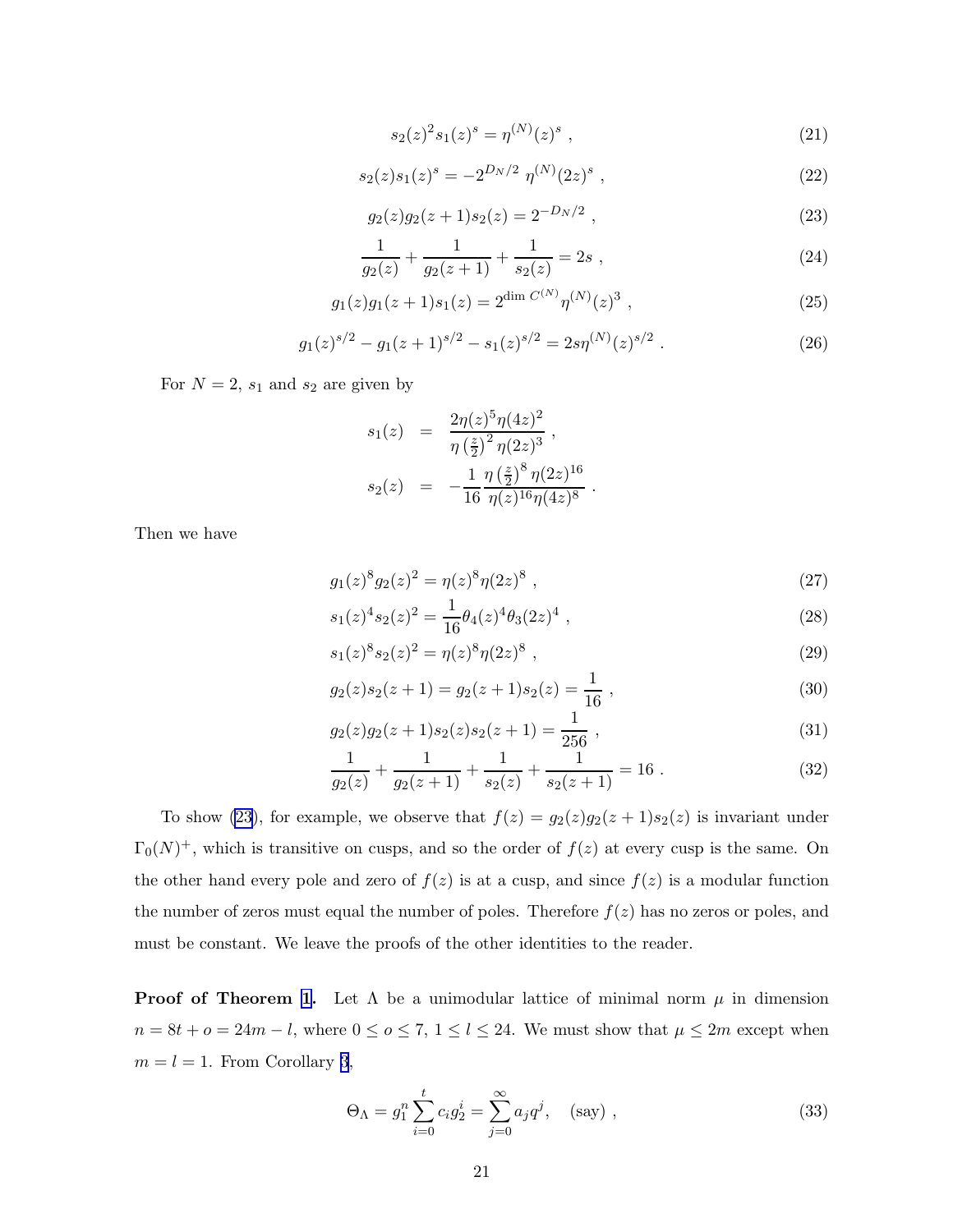$$s_2(z)^2 s_1(z)^s = \eta^{(N)}(z)^s \ , \tag{21}$$

$$s_2(z) s_1(z)^s = -2^{D_N/2} \ \eta^{(N)}(2z)^s \ , \tag{22}$$

$$g_2(z) g_2(z+1) s_2(z) = 2^{-D_N/2} \ , \tag{23}$$

$$\frac{1}{g_2(z)} + \frac{1}{g_2(z+1)} + \frac{1}{s_2(z)} = 2s \ , \tag{24}$$

$$g_1(z) g_1(z+1) s_1(z) = 2^{\dim C^{(N)}} \eta^{(N)}(z)^3 \ , \tag{25}$$

$$g_1(z)^{s/2} - g_1(z+1)^{s/2} - s_1(z)^{s/2} = 2s \eta^{(N)}(z)^{s/2} \ . \tag{26}$$

For $N = 2$, $s_1$ and $s_2$ are given by

$$\begin{aligned} s_1(z) &= \frac{2\eta(z)^5 \eta(4z)^2}{\eta\left(\frac{z}{2}\right)^2 \eta(2z)^3} \ , \\ s_2(z) &= -\frac{1}{16} \frac{\eta\left(\frac{z}{2}\right)^8 \eta(2z)^{16}}{\eta(z)^{16} \eta(4z)^8} \ . \end{aligned}$$

Then we have

$$g_1(z)^8 g_2(z)^2 = \eta(z)^8 \eta(2z)^8 \ , \tag{27}$$

$$s_1(z)^4 s_2(z)^2 = \frac{1}{16} \theta_4(z)^4 \theta_3(2z)^4 \ , \tag{28}$$

$$s_1(z)^8 s_2(z)^2 = \eta(z)^8 \eta(2z)^8 \ , \tag{29}$$

$$g_2(z) s_2(z+1) = g_2(z+1) s_2(z) = \frac{1}{16} \ , \tag{30}$$

$$g_2(z) g_2(z+1) s_2(z) s_2(z+1) = \frac{1}{256} \ , \tag{31}$$

$$\frac{1}{g_2(z)} + \frac{1}{g_2(z+1)} + \frac{1}{s_2(z)} + \frac{1}{s_2(z+1)} = 16 \ . \tag{32}$$

To show (23), for example, we observe that $f(z) = g_2(z) g_2(z+1) s_2(z)$ is invariant under $\Gamma_0(N)^+$, which is transitive on cusps, and so the order of $f(z)$ at every cusp is the same. On the other hand every pole and zero of $f(z)$ is at a cusp, and since $f(z)$ is a modular function the number of zeros must equal the number of poles. Therefore $f(z)$ has no zeros or poles, and must be constant. We leave the proofs of the other identities to the reader.

**Proof of Theorem 1.** Let $\Lambda$ be a unimodular lattice of minimal norm $\mu$ in dimension $n = 8t + o = 24m - l$, where $0 \le o \le 7$, $1 \le l \le 24$. We must show that $\mu \le 2m$ except when $m = l = 1$. From Corollary 3,

$$\Theta_\Lambda = g_1^n \sum_{i=0}^{t} c_i g_2^i = \sum_{j=0}^{\infty} a_j q^j, \quad \text{(say)} \ , \tag{33}$$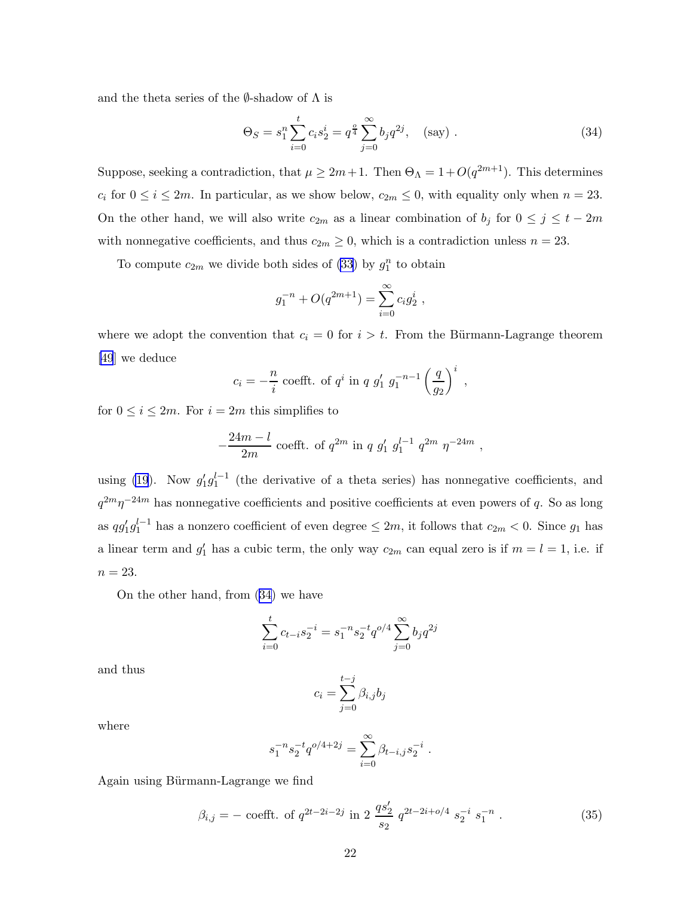and the theta series of the $\emptyset$-shadow of $\Lambda$ is

$$\Theta_S = s_1^n \sum_{i=0}^{t} c_i s_2^i = q^{\frac{o}{4}} \sum_{j=0}^{\infty} b_j q^{2j}, \quad \text{(say)} \ . \tag{34}$$

Suppose, seeking a contradiction, that $\mu \geq 2m+1$. Then $\Theta_\Lambda = 1 + O(q^{2m+1})$. This determines $c_i$ for $0 \leq i \leq 2m$. In particular, as we show below, $c_{2m} \leq 0$, with equality only when $n = 23$. On the other hand, we will also write $c_{2m}$ as a linear combination of $b_j$ for $0 \leq j \leq t - 2m$ with nonnegative coefficients, and thus $c_{2m} \geq 0$, which is a contradiction unless $n = 23$.

To compute $c_{2m}$ we divide both sides of (33) by $g_1^n$ to obtain

$$g_1^{-n} + O(q^{2m+1}) = \sum_{i=0}^{\infty} c_i g_2^i \ ,$$

where we adopt the convention that $c_i = 0$ for $i > t$. From the Bürmann-Lagrange theorem [49] we deduce

$$c_i = -\frac{n}{i} \text{ coefft. of } q^i \text{ in } q \ g_1' \ g_1^{-n-1} \left(\frac{q}{g_2}\right)^i \ ,$$

for $0 \leq i \leq 2m$. For $i = 2m$ this simplifies to

$$-\frac{24m - l}{2m} \text{ coefft. of } q^{2m} \text{ in } q \ g_1' \ g_1^{l-1} \ q^{2m} \ \eta^{-24m} \ ,$$

using (19). Now $g_1' g_1^{l-1}$ (the derivative of a theta series) has nonnegative coefficients, and $q^{2m}\eta^{-24m}$ has nonnegative coefficients and positive coefficients at even powers of $q$. So as long as $q g_1' g_1^{l-1}$ has a nonzero coefficient of even degree $\leq 2m$, it follows that $c_{2m} < 0$. Since $g_1$ has a linear term and $g_1'$ has a cubic term, the only way $c_{2m}$ can equal zero is if $m = l = 1$, i.e. if $n = 23$.

On the other hand, from (34) we have

$$\sum_{i=0}^{t} c_{t-i} s_2^{-i} = s_1^{-n} s_2^{-t} q^{o/4} \sum_{j=0}^{\infty} b_j q^{2j}$$

and thus

$$c_i = \sum_{j=0}^{t-j} \beta_{i,j} b_j$$

where

$$s_1^{-n} s_2^{-t} q^{o/4+2j} = \sum_{i=0}^{\infty} \beta_{t-i,j} s_2^{-i} \ .$$

Again using Bürmann-Lagrange we find

$$\beta_{i,j} = - \text{ coefft. of } q^{2t-2i-2j} \text{ in } 2 \ \frac{q s_2'}{s_2} \ q^{2t-2i+o/4} \ s_2^{-i} \ s_1^{-n} \ . \tag{35}$$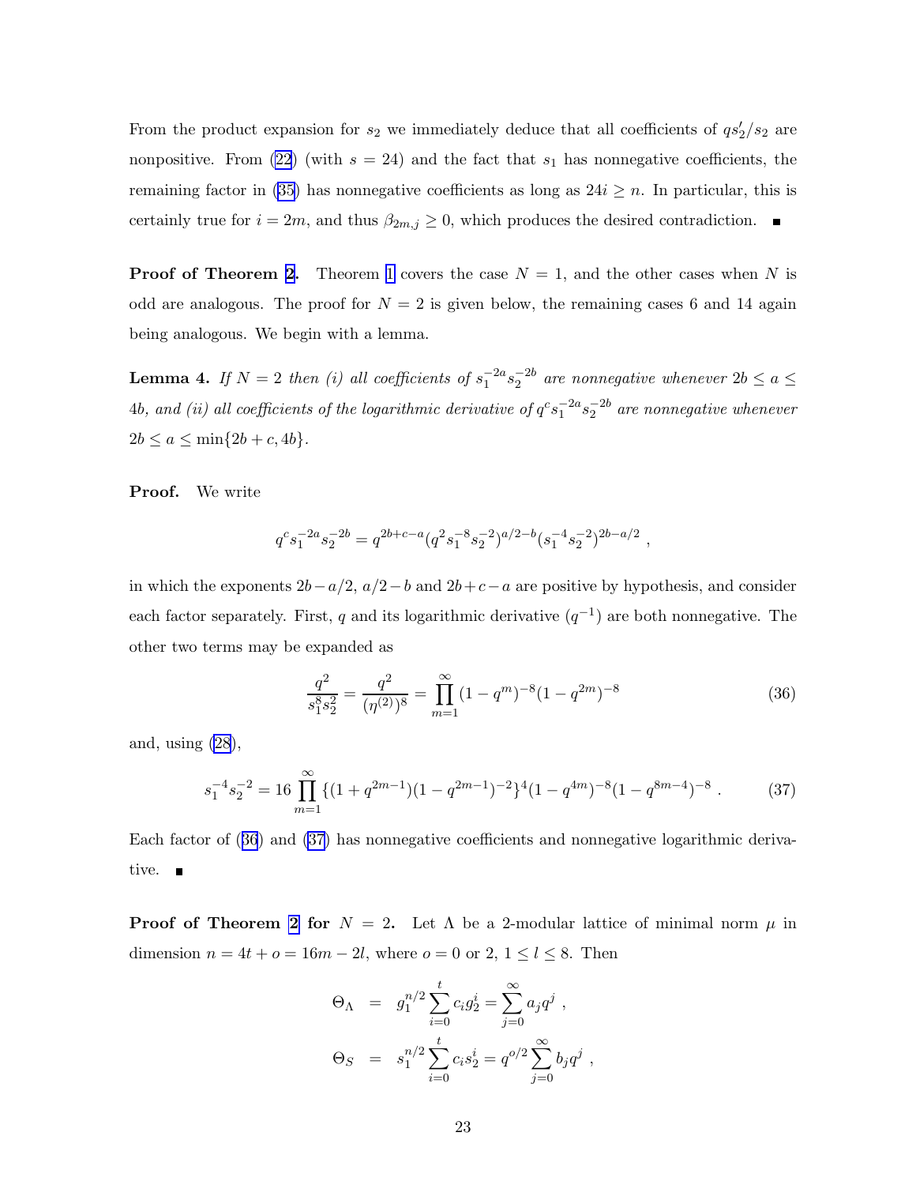From the product expansion for $s_2$ we immediately deduce that all coefficients of $qs_2'/s_2$ are nonpositive. From (22) (with $s = 24$) and the fact that $s_1$ has nonnegative coefficients, the remaining factor in (35) has nonnegative coefficients as long as $24i \geq n$. In particular, this is certainly true for $i = 2m$, and thus $\beta_{2m,j} \geq 0$, which produces the desired contradiction. ■

**Proof of Theorem 2.** Theorem 1 covers the case $N = 1$, and the other cases when $N$ is odd are analogous. The proof for $N = 2$ is given below, the remaining cases 6 and 14 again being analogous. We begin with a lemma.

**Lemma 4.** *If $N = 2$ then (i) all coefficients of $s_1^{-2a} s_2^{-2b}$ are nonnegative whenever $2b \leq a \leq 4b$, and (ii) all coefficients of the logarithmic derivative of $q^c s_1^{-2a} s_2^{-2b}$ are nonnegative whenever $2b \leq a \leq \min\{2b + c, 4b\}$.*

**Proof.** We write

$$q^c s_1^{-2a} s_2^{-2b} = q^{2b+c-a} (q^2 s_1^{-8} s_2^{-2})^{a/2-b} (s_1^{-4} s_2^{-2})^{2b-a/2} ,$$

in which the exponents $2b - a/2$, $a/2 - b$ and $2b + c - a$ are positive by hypothesis, and consider each factor separately. First, $q$ and its logarithmic derivative ($q^{-1}$) are both nonnegative. The other two terms may be expanded as

$$\frac{q^2}{s_1^8 s_2^2} = \frac{q^2}{(\eta^{(2)})^8} = \prod_{m=1}^{\infty} (1 - q^m)^{-8} (1 - q^{2m})^{-8} \tag{36}$$

and, using (28),

$$s_1^{-4} s_2^{-2} = 16 \prod_{m=1}^{\infty} \{(1 + q^{2m-1})(1 - q^{2m-1})^{-2}\}^4 (1 - q^{4m})^{-8} (1 - q^{8m-4})^{-8} . \tag{37}$$

Each factor of (36) and (37) has nonnegative coefficients and nonnegative logarithmic derivative. ■

**Proof of Theorem 2 for $N = 2$.** Let $\Lambda$ be a 2-modular lattice of minimal norm $\mu$ in dimension $n = 4t + o = 16m - 2l$, where $o = 0$ or 2, $1 \leq l \leq 8$. Then

$$\begin{aligned}
\Theta_\Lambda &= g_1^{n/2} \sum_{i=0}^{t} c_i g_2^i = \sum_{j=0}^{\infty} a_j q^j , \\
\Theta_S &= s_1^{n/2} \sum_{i=0}^{t} c_i s_2^i = q^{o/2} \sum_{j=0}^{\infty} b_j q^j ,
\end{aligned}$$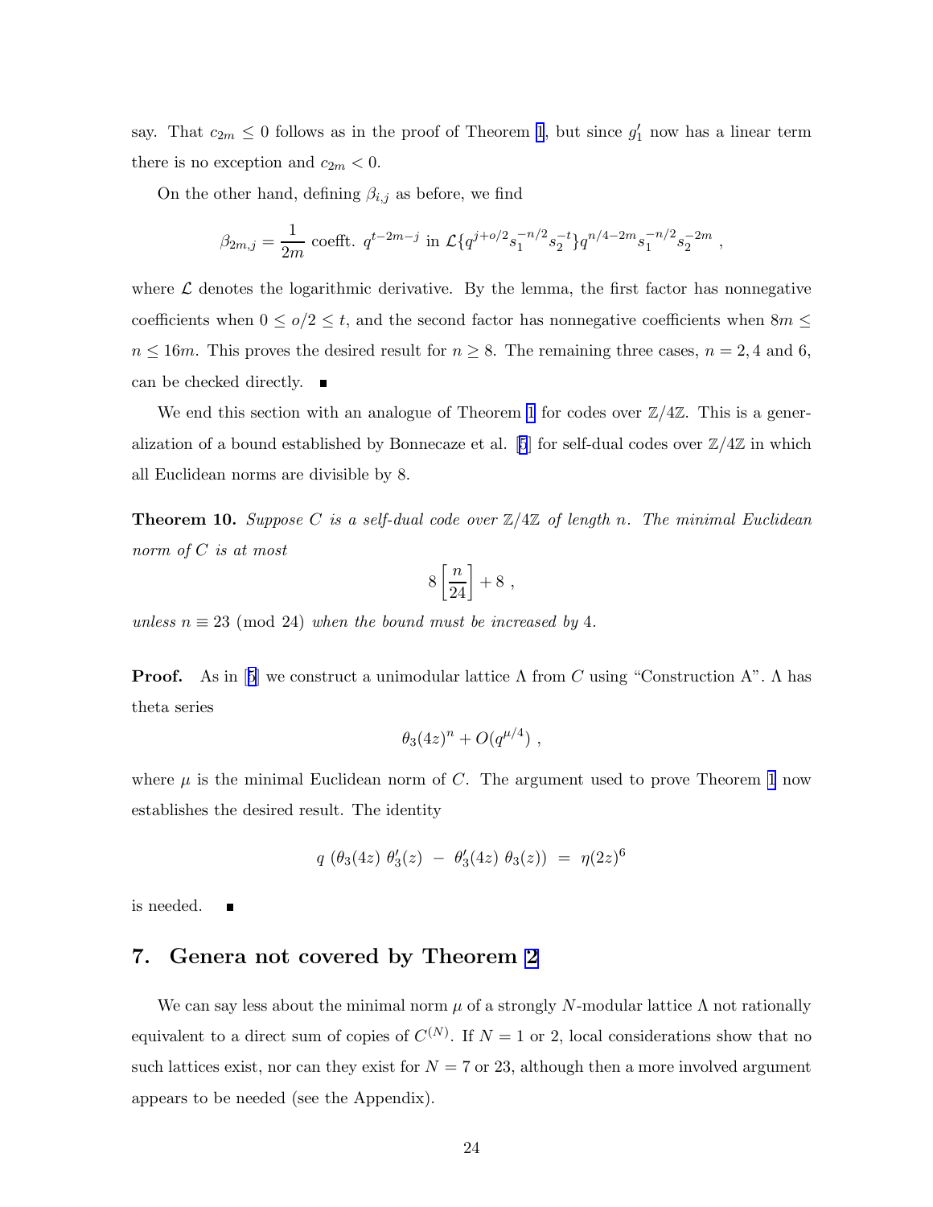say. That $c_{2m} \leq 0$ follows as in the proof of Theorem 1, but since $g_1'$ now has a linear term there is no exception and $c_{2m} < 0$.

On the other hand, defining $\beta_{i,j}$ as before, we find

$$\beta_{2m,j} = \frac{1}{2m} \text{ coefft. } q^{t-2m-j} \text{ in } \mathcal{L}\{q^{j+o/2} s_1^{-n/2} s_2^{-t}\} q^{n/4-2m} s_1^{-n/2} s_2^{-2m} ,$$

where $\mathcal{L}$ denotes the logarithmic derivative. By the lemma, the first factor has nonnegative coefficients when $0 \leq o/2 \leq t$, and the second factor has nonnegative coefficients when $8m \leq n \leq 16m$. This proves the desired result for $n \geq 8$. The remaining three cases, $n = 2, 4$ and $6$, can be checked directly. ∎

We end this section with an analogue of Theorem 1 for codes over $\mathbb{Z}/4\mathbb{Z}$. This is a generalization of a bound established by Bonnecaze et al. [5] for self-dual codes over $\mathbb{Z}/4\mathbb{Z}$ in which all Euclidean norms are divisible by 8.

**Theorem 10.** *Suppose $C$ is a self-dual code over $\mathbb{Z}/4\mathbb{Z}$ of length $n$. The minimal Euclidean norm of $C$ is at most*

$$8\left[\frac{n}{24}\right] + 8 ,$$

*unless $n \equiv 23 \pmod{24}$ when the bound must be increased by 4.*

**Proof.** As in [5] we construct a unimodular lattice $\Lambda$ from $C$ using "Construction A". $\Lambda$ has theta series

$$\theta_3(4z)^n + O(q^{\mu/4}) ,$$

where $\mu$ is the minimal Euclidean norm of $C$. The argument used to prove Theorem 1 now establishes the desired result. The identity

$$q\ (\theta_3(4z)\ \theta_3'(z)\ -\ \theta_3'(4z)\ \theta_3(z))\ =\ \eta(2z)^6$$

is needed. ∎

## 7. Genera not covered by Theorem 2

We can say less about the minimal norm $\mu$ of a strongly $N$-modular lattice $\Lambda$ not rationally equivalent to a direct sum of copies of $C^{(N)}$. If $N = 1$ or $2$, local considerations show that no such lattices exist, nor can they exist for $N = 7$ or $23$, although then a more involved argument appears to be needed (see the Appendix).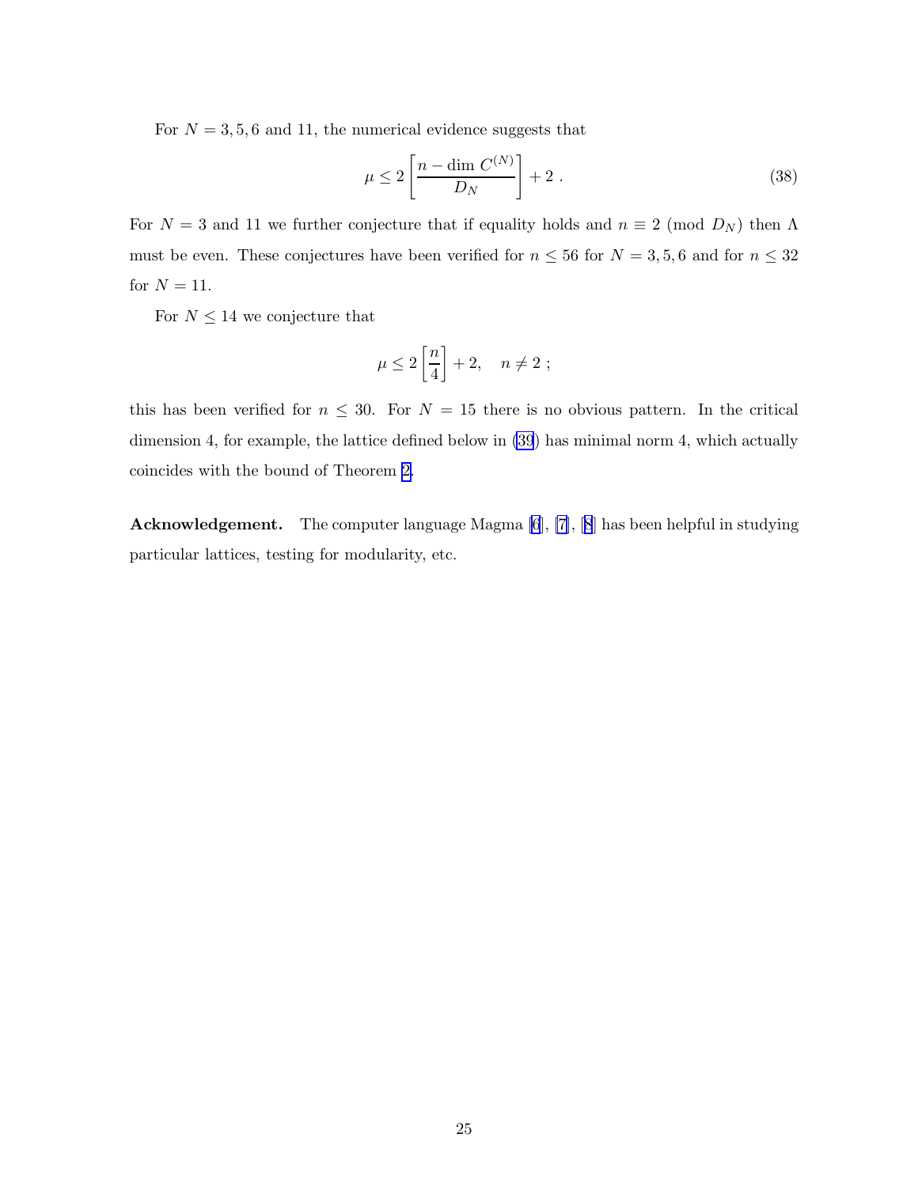For $N = 3, 5, 6$ and 11, the numerical evidence suggests that

$$\mu \leq 2 \left[ \frac{n - \dim C^{(N)}}{D_N} \right] + 2 \ . \tag{38}$$

For $N = 3$ and 11 we further conjecture that if equality holds and $n \equiv 2 \pmod{D_N}$ then $\Lambda$ must be even. These conjectures have been verified for $n \leq 56$ for $N = 3, 5, 6$ and for $n \leq 32$ for $N = 11$.

For $N \leq 14$ we conjecture that

$$\mu \leq 2 \left[ \frac{n}{4} \right] + 2, \quad n \neq 2 \ ;$$

this has been verified for $n \leq 30$. For $N = 15$ there is no obvious pattern. In the critical dimension 4, for example, the lattice defined below in (39) has minimal norm 4, which actually coincides with the bound of Theorem 2.

**Acknowledgement.** The computer language Magma [6], [7], [8] has been helpful in studying particular lattices, testing for modularity, etc.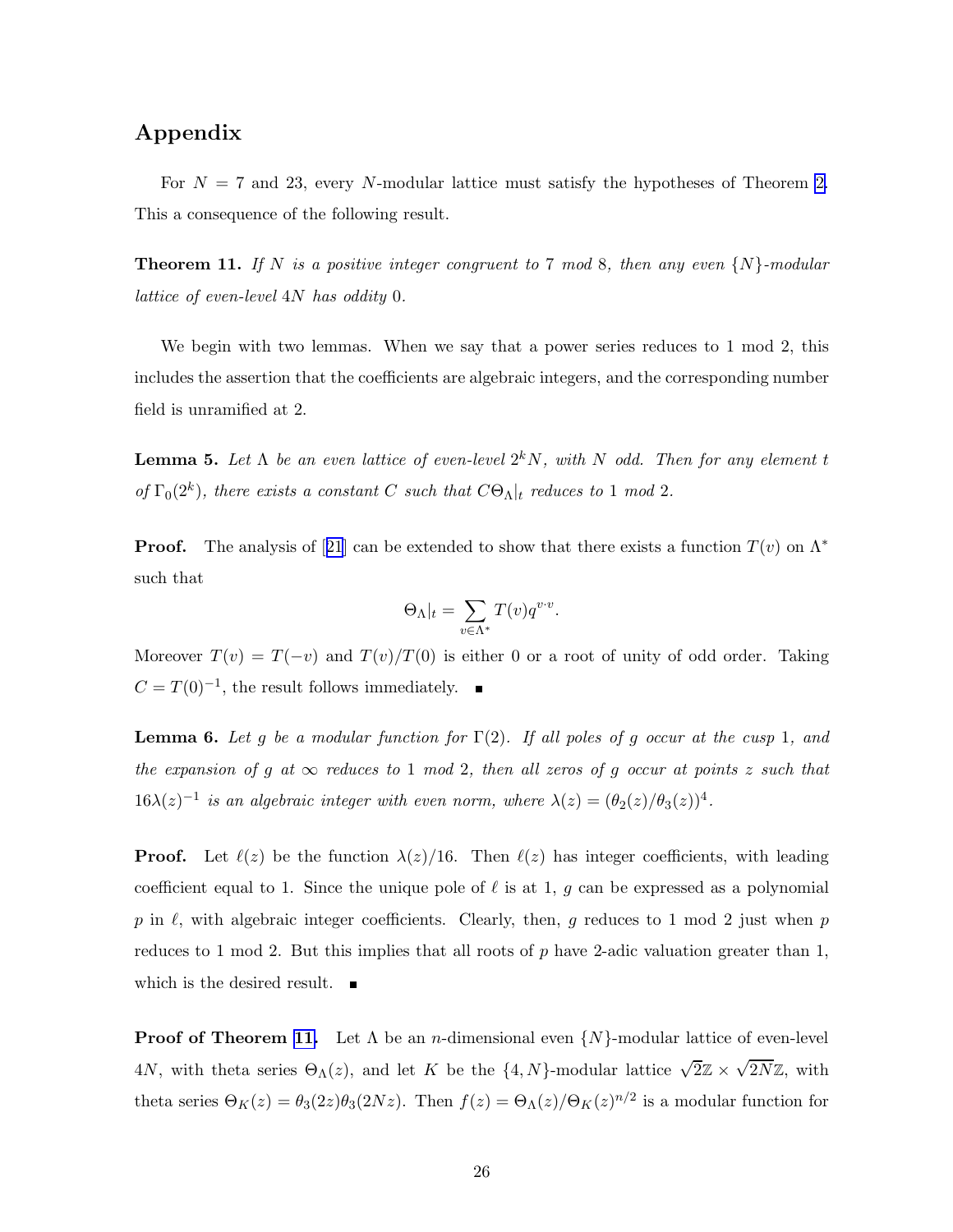## Appendix

For $N = 7$ and 23, every $N$-modular lattice must satisfy the hypotheses of Theorem 2. This a consequence of the following result.

**Theorem 11.** *If $N$ is a positive integer congruent to 7 mod 8, then any even $\{N\}$-modular lattice of even-level $4N$ has oddity 0.*

We begin with two lemmas. When we say that a power series reduces to 1 mod 2, this includes the assertion that the coefficients are algebraic integers, and the corresponding number field is unramified at 2.

**Lemma 5.** *Let $\Lambda$ be an even lattice of even-level $2^k N$, with $N$ odd. Then for any element $t$ of $\Gamma_0(2^k)$, there exists a constant $C$ such that $C\Theta_\Lambda|_t$ reduces to 1 mod 2.*

**Proof.** The analysis of [21] can be extended to show that there exists a function $T(v)$ on $\Lambda^*$ such that

$$\Theta_\Lambda|_t = \sum_{v \in \Lambda^*} T(v) q^{v \cdot v}.$$

Moreover $T(v) = T(-v)$ and $T(v)/T(0)$ is either 0 or a root of unity of odd order. Taking $C = T(0)^{-1}$, the result follows immediately. ∎

**Lemma 6.** *Let $g$ be a modular function for $\Gamma(2)$. If all poles of $g$ occur at the cusp 1, and the expansion of $g$ at $\infty$ reduces to 1 mod 2, then all zeros of $g$ occur at points $z$ such that $16\lambda(z)^{-1}$ is an algebraic integer with even norm, where $\lambda(z) = (\theta_2(z)/\theta_3(z))^4$.*

**Proof.** Let $\ell(z)$ be the function $\lambda(z)/16$. Then $\ell(z)$ has integer coefficients, with leading coefficient equal to 1. Since the unique pole of $\ell$ is at 1, $g$ can be expressed as a polynomial $p$ in $\ell$, with algebraic integer coefficients. Clearly, then, $g$ reduces to 1 mod 2 just when $p$ reduces to 1 mod 2. But this implies that all roots of $p$ have 2-adic valuation greater than 1, which is the desired result. ∎

**Proof of Theorem 11.** Let $\Lambda$ be an $n$-dimensional even $\{N\}$-modular lattice of even-level $4N$, with theta series $\Theta_\Lambda(z)$, and let $K$ be the $\{4, N\}$-modular lattice $\sqrt{2}\mathbb{Z} \times \sqrt{2N}\mathbb{Z}$, with theta series $\Theta_K(z) = \theta_3(2z)\theta_3(2Nz)$. Then $f(z) = \Theta_\Lambda(z)/\Theta_K(z)^{n/2}$ is a modular function for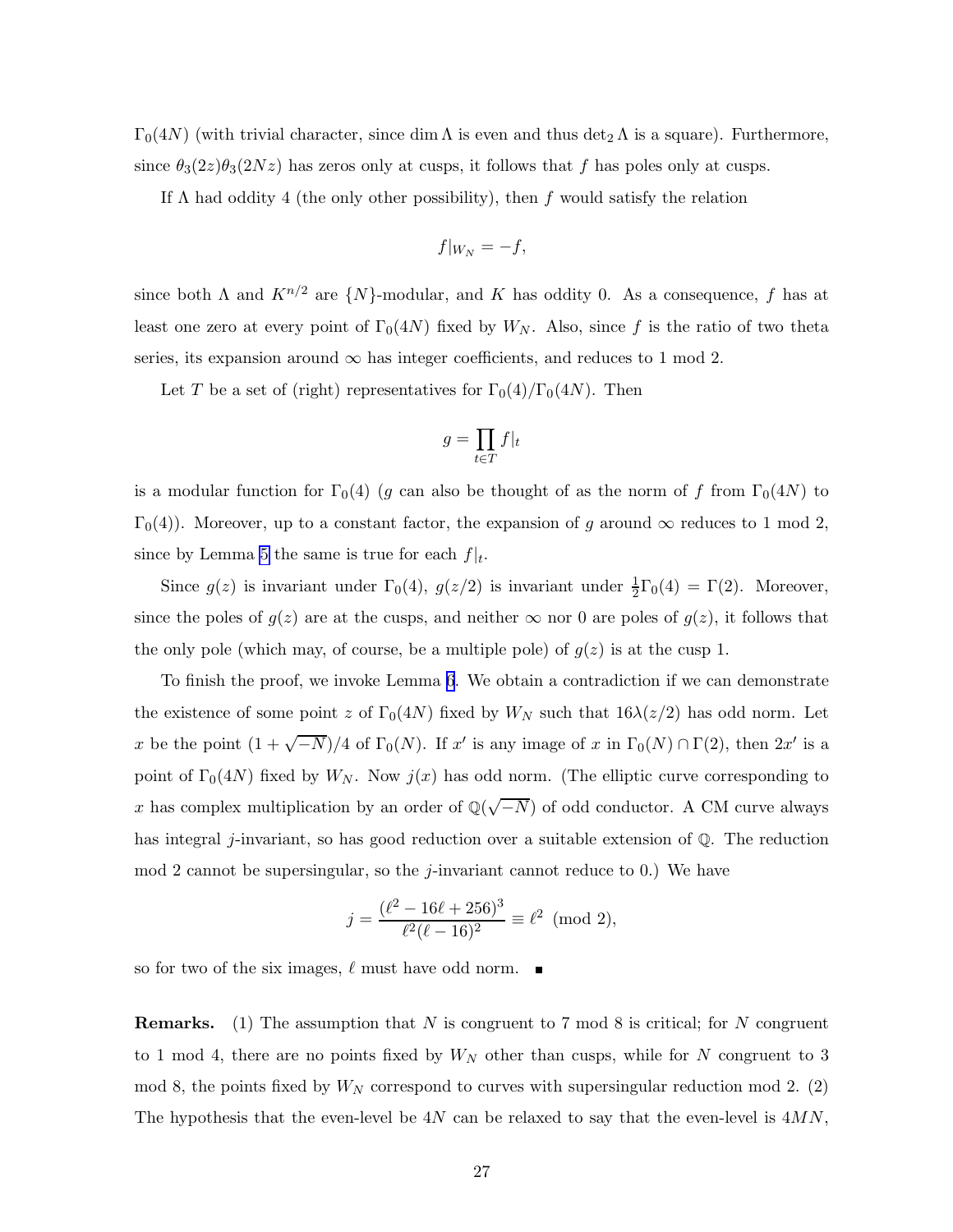$\Gamma_0(4N)$ (with trivial character, since $\dim \Lambda$ is even and thus $\det_2 \Lambda$ is a square). Furthermore, since $\theta_3(2z)\theta_3(2Nz)$ has zeros only at cusps, it follows that $f$ has poles only at cusps.

If $\Lambda$ had oddity 4 (the only other possibility), then $f$ would satisfy the relation

$$f|_{W_N} = -f,$$

since both $\Lambda$ and $K^{n/2}$ are $\{N\}$-modular, and $K$ has oddity 0. As a consequence, $f$ has at least one zero at every point of $\Gamma_0(4N)$ fixed by $W_N$. Also, since $f$ is the ratio of two theta series, its expansion around $\infty$ has integer coefficients, and reduces to 1 mod 2.

Let $T$ be a set of (right) representatives for $\Gamma_0(4)/\Gamma_0(4N)$. Then

$$g = \prod_{t \in T} f|_t$$

is a modular function for $\Gamma_0(4)$ ($g$ can also be thought of as the norm of $f$ from $\Gamma_0(4N)$ to $\Gamma_0(4)$). Moreover, up to a constant factor, the expansion of $g$ around $\infty$ reduces to 1 mod 2, since by Lemma 5 the same is true for each $f|_t$.

Since $g(z)$ is invariant under $\Gamma_0(4)$, $g(z/2)$ is invariant under $\frac{1}{2}\Gamma_0(4) = \Gamma(2)$. Moreover, since the poles of $g(z)$ are at the cusps, and neither $\infty$ nor 0 are poles of $g(z)$, it follows that the only pole (which may, of course, be a multiple pole) of $g(z)$ is at the cusp 1.

To finish the proof, we invoke Lemma 6. We obtain a contradiction if we can demonstrate the existence of some point $z$ of $\Gamma_0(4N)$ fixed by $W_N$ such that $16\lambda(z/2)$ has odd norm. Let $x$ be the point $(1+\sqrt{-N})/4$ of $\Gamma_0(N)$. If $x'$ is any image of $x$ in $\Gamma_0(N) \cap \Gamma(2)$, then $2x'$ is a point of $\Gamma_0(4N)$ fixed by $W_N$. Now $j(x)$ has odd norm. (The elliptic curve corresponding to $x$ has complex multiplication by an order of $\mathbb{Q}(\sqrt{-N})$ of odd conductor. A CM curve always has integral $j$-invariant, so has good reduction over a suitable extension of $\mathbb{Q}$. The reduction mod 2 cannot be supersingular, so the $j$-invariant cannot reduce to 0.) We have

$$j = \frac{(\ell^2 - 16\ell + 256)^3}{\ell^2(\ell-16)^2} \equiv \ell^2 \pmod{2},$$

so for two of the six images, $\ell$ must have odd norm. ∎

**Remarks.** (1) The assumption that $N$ is congruent to 7 mod 8 is critical; for $N$ congruent to 1 mod 4, there are no points fixed by $W_N$ other than cusps, while for $N$ congruent to 3 mod 8, the points fixed by $W_N$ correspond to curves with supersingular reduction mod 2. (2) The hypothesis that the even-level be $4N$ can be relaxed to say that the even-level is $4MN$,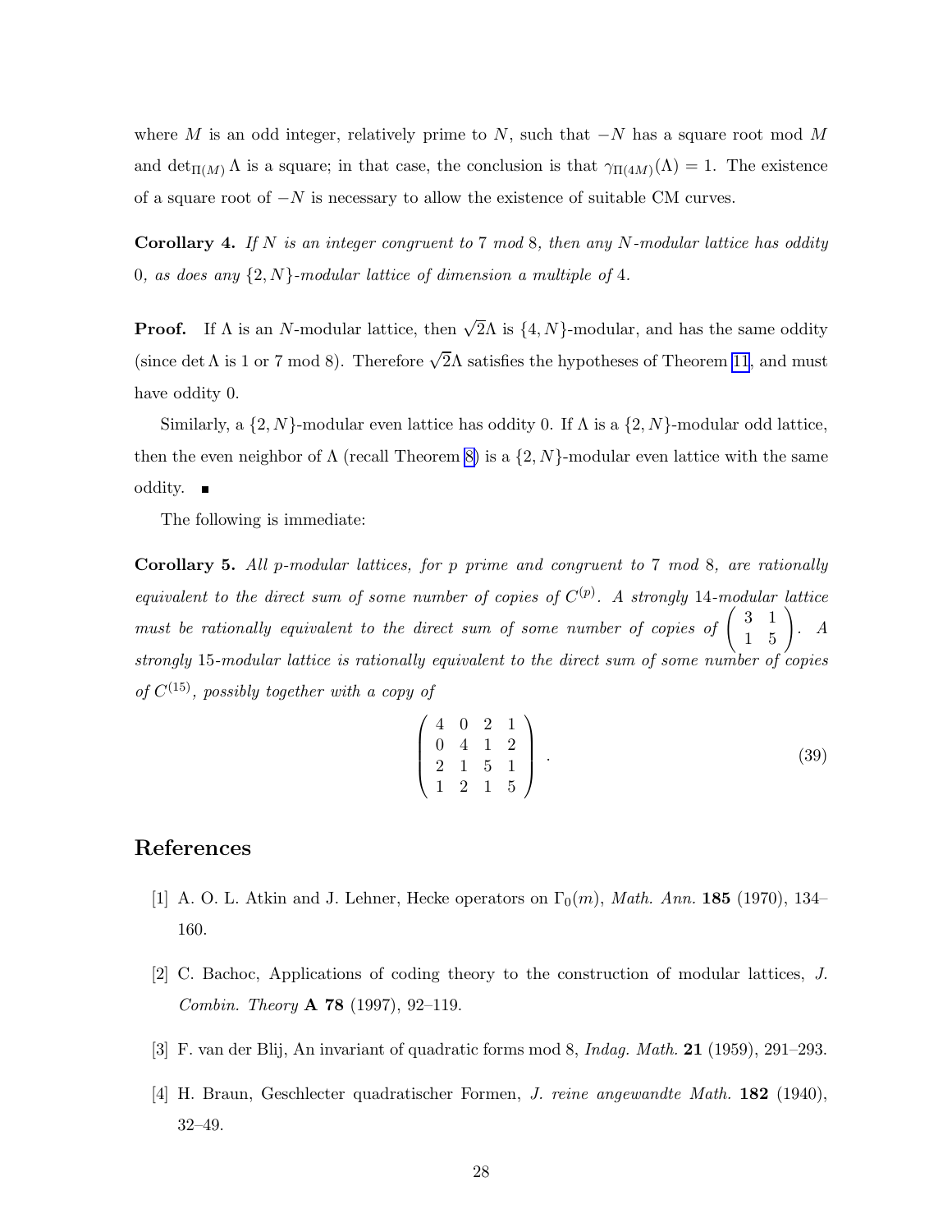where $M$ is an odd integer, relatively prime to $N$, such that $-N$ has a square root mod $M$ and $\det_{\Pi(M)} \Lambda$ is a square; in that case, the conclusion is that $\gamma_{\Pi(4M)}(\Lambda) = 1$. The existence of a square root of $-N$ is necessary to allow the existence of suitable CM curves.

**Corollary 4.** *If $N$ is an integer congruent to 7 mod 8, then any $N$-modular lattice has oddity 0, as does any $\{2, N\}$-modular lattice of dimension a multiple of 4.*

**Proof.** If $\Lambda$ is an $N$-modular lattice, then $\sqrt{2}\Lambda$ is $\{4, N\}$-modular, and has the same oddity (since $\det \Lambda$ is 1 or 7 mod 8). Therefore $\sqrt{2}\Lambda$ satisfies the hypotheses of Theorem 11, and must have oddity 0.

Similarly, a $\{2, N\}$-modular even lattice has oddity 0. If $\Lambda$ is a $\{2, N\}$-modular odd lattice, then the even neighbor of $\Lambda$ (recall Theorem 8) is a $\{2, N\}$-modular even lattice with the same oddity. ■

The following is immediate:

**Corollary 5.** *All $p$-modular lattices, for $p$ prime and congruent to 7 mod 8, are rationally equivalent to the direct sum of some number of copies of $C^{(p)}$. A strongly 14-modular lattice must be rationally equivalent to the direct sum of some number of copies of $\begin{pmatrix} 3 & 1 \\ 1 & 5 \end{pmatrix}$. A strongly 15-modular lattice is rationally equivalent to the direct sum of some number of copies of $C^{(15)}$, possibly together with a copy of*

$$\begin{pmatrix} 4 & 0 & 2 & 1 \\ 0 & 4 & 1 & 2 \\ 2 & 1 & 5 & 1 \\ 1 & 2 & 1 & 5 \end{pmatrix}. \tag{39}$$

## References

[1] A. O. L. Atkin and J. Lehner, Hecke operators on $\Gamma_0(m)$, *Math. Ann.* **185** (1970), 134–160.

[2] C. Bachoc, Applications of coding theory to the construction of modular lattices, *J. Combin. Theory* **A 78** (1997), 92–119.

[3] F. van der Blij, An invariant of quadratic forms mod 8, *Indag. Math.* **21** (1959), 291–293.

[4] H. Braun, Geschlecter quadratischer Formen, *J. reine angewandte Math.* **182** (1940), 32–49.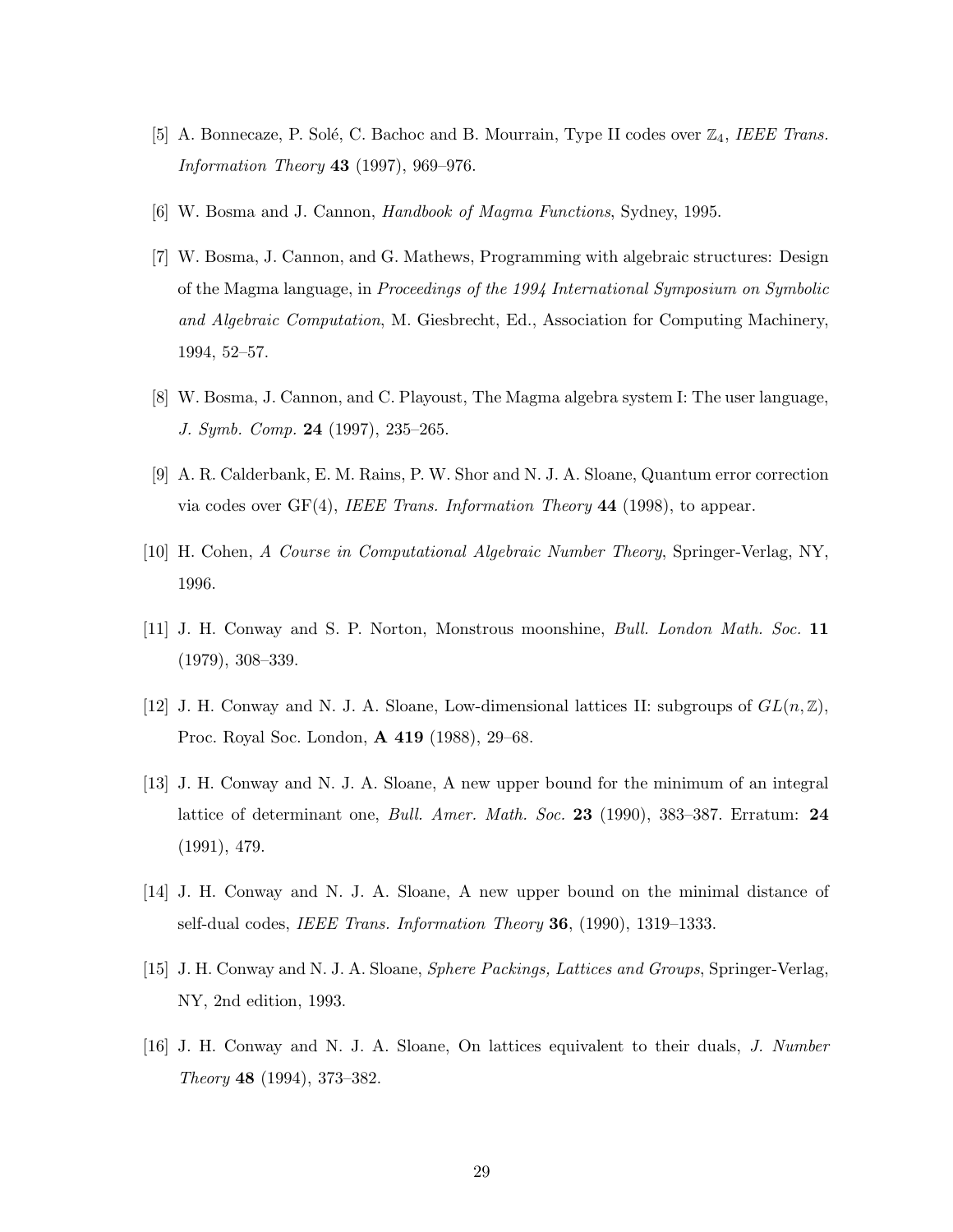[5] A. Bonnecaze, P. Solé, C. Bachoc and B. Mourrain, Type II codes over $\mathbb{Z}_4$, *IEEE Trans. Information Theory* **43** (1997), 969–976.

[6] W. Bosma and J. Cannon, *Handbook of Magma Functions*, Sydney, 1995.

[7] W. Bosma, J. Cannon, and G. Mathews, Programming with algebraic structures: Design of the Magma language, in *Proceedings of the 1994 International Symposium on Symbolic and Algebraic Computation*, M. Giesbrecht, Ed., Association for Computing Machinery, 1994, 52–57.

[8] W. Bosma, J. Cannon, and C. Playoust, The Magma algebra system I: The user language, *J. Symb. Comp.* **24** (1997), 235–265.

[9] A. R. Calderbank, E. M. Rains, P. W. Shor and N. J. A. Sloane, Quantum error correction via codes over GF(4), *IEEE Trans. Information Theory* **44** (1998), to appear.

[10] H. Cohen, *A Course in Computational Algebraic Number Theory*, Springer-Verlag, NY, 1996.

[11] J. H. Conway and S. P. Norton, Monstrous moonshine, *Bull. London Math. Soc.* **11** (1979), 308–339.

[12] J. H. Conway and N. J. A. Sloane, Low-dimensional lattices II: subgroups of $GL(n, \mathbb{Z})$, Proc. Royal Soc. London, **A 419** (1988), 29–68.

[13] J. H. Conway and N. J. A. Sloane, A new upper bound for the minimum of an integral lattice of determinant one, *Bull. Amer. Math. Soc.* **23** (1990), 383–387. Erratum: **24** (1991), 479.

[14] J. H. Conway and N. J. A. Sloane, A new upper bound on the minimal distance of self-dual codes, *IEEE Trans. Information Theory* **36**, (1990), 1319–1333.

[15] J. H. Conway and N. J. A. Sloane, *Sphere Packings, Lattices and Groups*, Springer-Verlag, NY, 2nd edition, 1993.

[16] J. H. Conway and N. J. A. Sloane, On lattices equivalent to their duals, *J. Number Theory* **48** (1994), 373–382.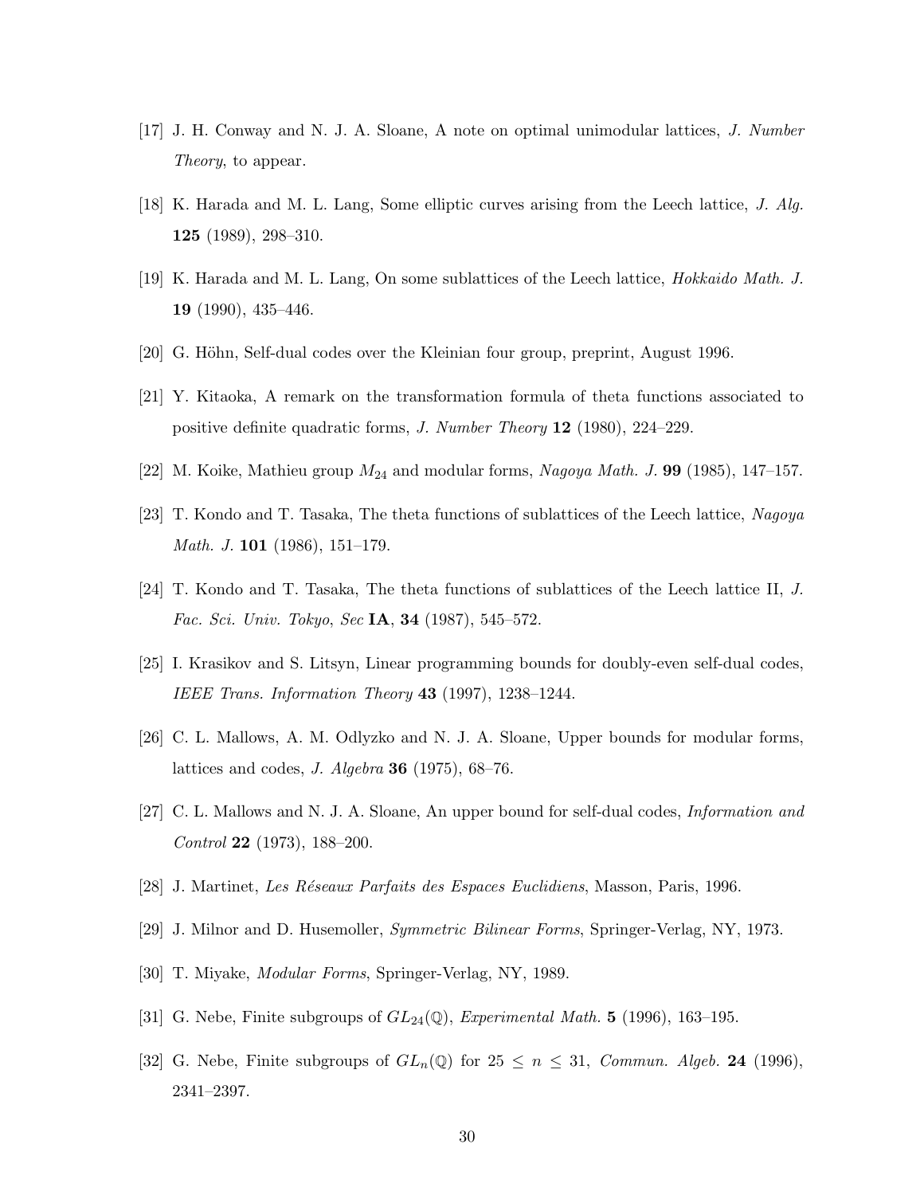[17] J. H. Conway and N. J. A. Sloane, A note on optimal unimodular lattices, *J. Number Theory*, to appear.

[18] K. Harada and M. L. Lang, Some elliptic curves arising from the Leech lattice, *J. Alg.* **125** (1989), 298–310.

[19] K. Harada and M. L. Lang, On some sublattices of the Leech lattice, *Hokkaido Math. J.* **19** (1990), 435–446.

[20] G. Höhn, Self-dual codes over the Kleinian four group, preprint, August 1996.

[21] Y. Kitaoka, A remark on the transformation formula of theta functions associated to positive definite quadratic forms, *J. Number Theory* **12** (1980), 224–229.

[22] M. Koike, Mathieu group $M_{24}$ and modular forms, *Nagoya Math. J.* **99** (1985), 147–157.

[23] T. Kondo and T. Tasaka, The theta functions of sublattices of the Leech lattice, *Nagoya Math. J.* **101** (1986), 151–179.

[24] T. Kondo and T. Tasaka, The theta functions of sublattices of the Leech lattice II, *J. Fac. Sci. Univ. Tokyo*, *Sec* **IA**, **34** (1987), 545–572.

[25] I. Krasikov and S. Litsyn, Linear programming bounds for doubly-even self-dual codes, *IEEE Trans. Information Theory* **43** (1997), 1238–1244.

[26] C. L. Mallows, A. M. Odlyzko and N. J. A. Sloane, Upper bounds for modular forms, lattices and codes, *J. Algebra* **36** (1975), 68–76.

[27] C. L. Mallows and N. J. A. Sloane, An upper bound for self-dual codes, *Information and Control* **22** (1973), 188–200.

[28] J. Martinet, *Les Réseaux Parfaits des Espaces Euclidiens*, Masson, Paris, 1996.

[29] J. Milnor and D. Husemoller, *Symmetric Bilinear Forms*, Springer-Verlag, NY, 1973.

[30] T. Miyake, *Modular Forms*, Springer-Verlag, NY, 1989.

[31] G. Nebe, Finite subgroups of $GL_{24}(\mathbb{Q})$, *Experimental Math.* **5** (1996), 163–195.

[32] G. Nebe, Finite subgroups of $GL_n(\mathbb{Q})$ for $25 \leq n \leq 31$, *Commun. Algeb.* **24** (1996), 2341–2397.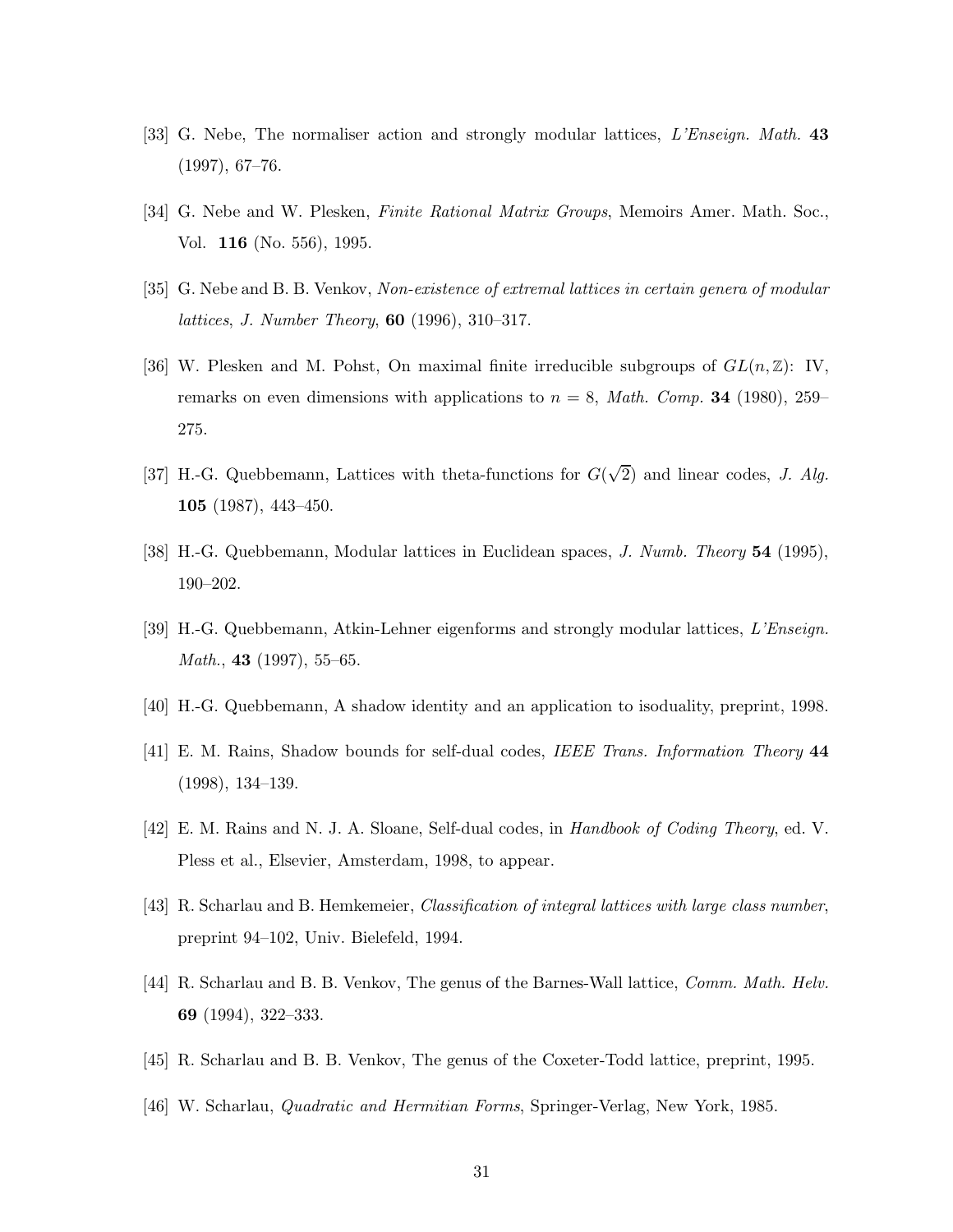[33] G. Nebe, The normaliser action and strongly modular lattices, *L'Enseign. Math.* **43** (1997), 67–76.

[34] G. Nebe and W. Plesken, *Finite Rational Matrix Groups*, Memoirs Amer. Math. Soc., Vol. **116** (No. 556), 1995.

[35] G. Nebe and B. B. Venkov, *Non-existence of extremal lattices in certain genera of modular lattices*, *J. Number Theory*, **60** (1996), 310–317.

[36] W. Plesken and M. Pohst, On maximal finite irreducible subgroups of $GL(n, \mathbb{Z})$: IV, remarks on even dimensions with applications to $n = 8$, *Math. Comp.* **34** (1980), 259–275.

[37] H.-G. Quebbemann, Lattices with theta-functions for $G(\sqrt{2})$ and linear codes, *J. Alg.* **105** (1987), 443–450.

[38] H.-G. Quebbemann, Modular lattices in Euclidean spaces, *J. Numb. Theory* **54** (1995), 190–202.

[39] H.-G. Quebbemann, Atkin-Lehner eigenforms and strongly modular lattices, *L'Enseign. Math.*, **43** (1997), 55–65.

[40] H.-G. Quebbemann, A shadow identity and an application to isoduality, preprint, 1998.

[41] E. M. Rains, Shadow bounds for self-dual codes, *IEEE Trans. Information Theory* **44** (1998), 134–139.

[42] E. M. Rains and N. J. A. Sloane, Self-dual codes, in *Handbook of Coding Theory*, ed. V. Pless et al., Elsevier, Amsterdam, 1998, to appear.

[43] R. Scharlau and B. Hemkemeier, *Classification of integral lattices with large class number*, preprint 94–102, Univ. Bielefeld, 1994.

[44] R. Scharlau and B. B. Venkov, The genus of the Barnes-Wall lattice, *Comm. Math. Helv.* **69** (1994), 322–333.

[45] R. Scharlau and B. B. Venkov, The genus of the Coxeter-Todd lattice, preprint, 1995.

[46] W. Scharlau, *Quadratic and Hermitian Forms*, Springer-Verlag, New York, 1985.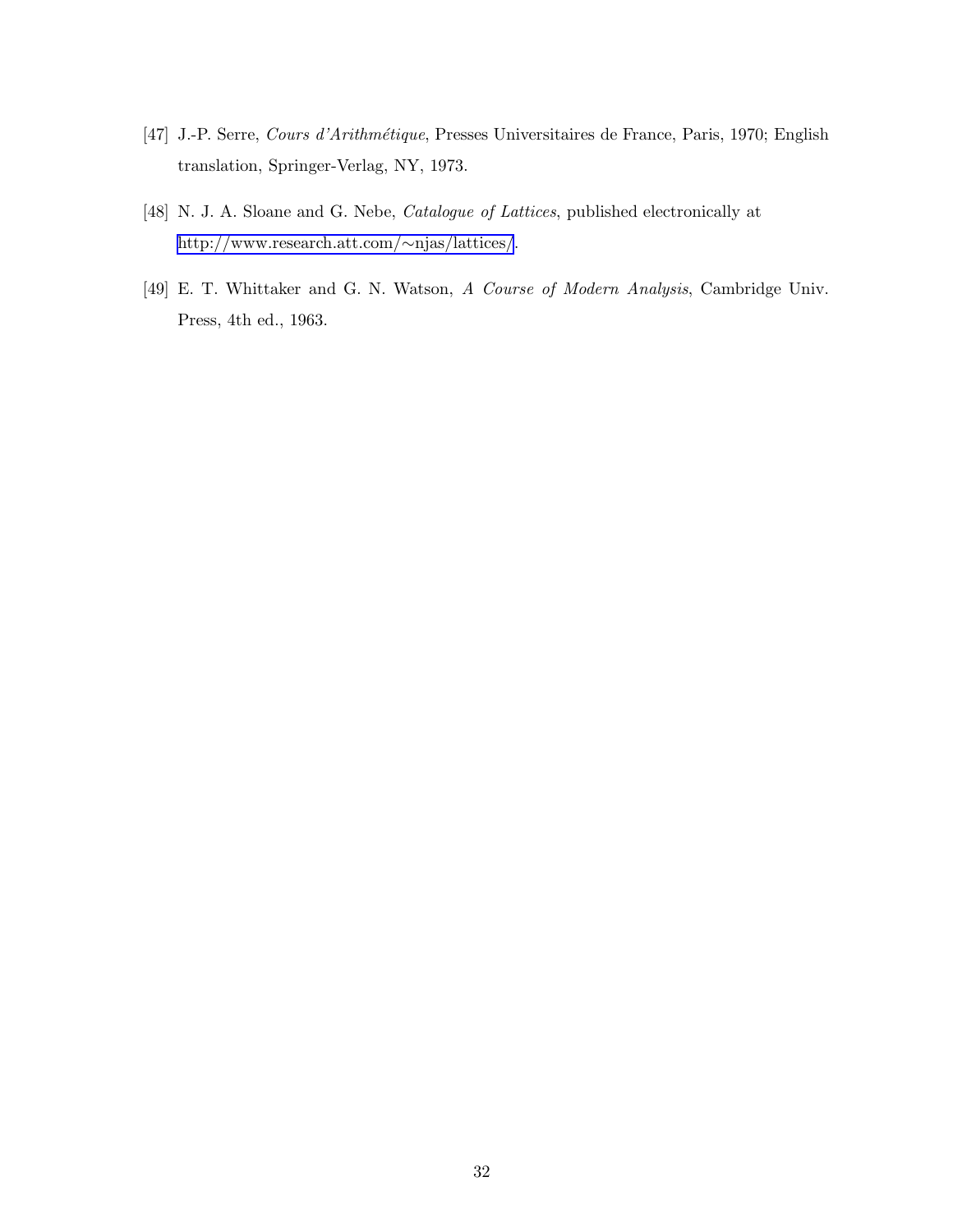[47] J.-P. Serre, *Cours d'Arithmétique*, Presses Universitaires de France, Paris, 1970; English translation, Springer-Verlag, NY, 1973.

[48] N. J. A. Sloane and G. Nebe, *Catalogue of Lattices*, published electronically at http://www.research.att.com/∼njas/lattices/.

[49] E. T. Whittaker and G. N. Watson, *A Course of Modern Analysis*, Cambridge Univ. Press, 4th ed., 1963.